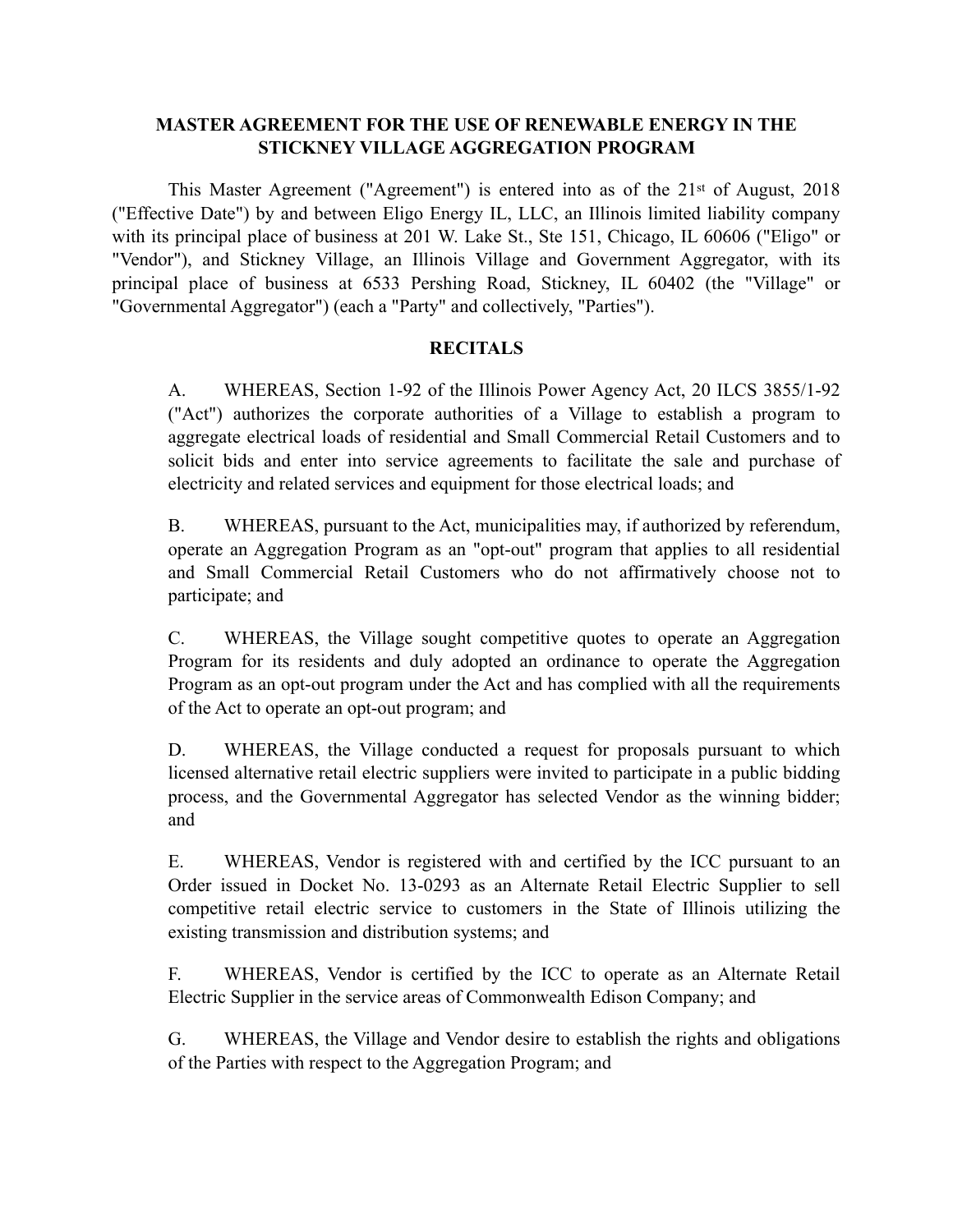# MASTER AGREEMENT FOR THE USE OF RENEWABLE ENERGY IN THE STICKNEY VILLAGE AGGREGATION PROGRAM

This Master Agreement ("Agreement") is entered into as of the 21st of August, 2018 ("Effective Date") by and between Eligo Energy IL, LLC, an Illinois limited liability company with its principal place of business at 201 W. Lake St., Ste 151, Chicago, IL 60606 ("Eligo" or "Vendor"), and Stickney Village, an Illinois Village and Government Aggregator, with its principal place of business at 6533 Pershing Road, Stickney, IL 60402 (the "Village" or "Governmental Aggregator") (each a "Party" and collectively, "Parties").

## RECITALS

A. WHEREAS, Section 1-92 of the Illinois Power Agency Act, 20 ILCS 3855/1-92 ("Act") authorizes the corporate authorities of a Village to establish a program to aggregate electrical loads of residential and Small Commercial Retail Customers and to solicit bids and enter into service agreements to facilitate the sale and purchase of electricity and related services and equipment for those electrical loads; and

B. WHEREAS, pursuant to the Act, municipalities may, if authorized by referendum, operate an Aggregation Program as an "opt-out" program that applies to all residential and Small Commercial Retail Customers who do not affirmatively choose not to participate; and

C. WHEREAS, the Village sought competitive quotes to operate an Aggregation Program for its residents and duly adopted an ordinance to operate the Aggregation Program as an opt-out program under the Act and has complied with all the requirements of the Act to operate an opt-out program; and

D. WHEREAS, the Village conducted a request for proposals pursuant to which licensed alternative retail electric suppliers were invited to participate in a public bidding process, and the Governmental Aggregator has selected Vendor as the winning bidder; and

E. WHEREAS, Vendor is registered with and certified by the ICC pursuant to an Order issued in Docket No. 13-0293 as an Alternate Retail Electric Supplier to sell competitive retail electric service to customers in the State of Illinois utilizing the existing transmission and distribution systems; and

F. WHEREAS, Vendor is certified by the ICC to operate as an Alternate Retail Electric Supplier in the service areas of Commonwealth Edison Company; and

G. WHEREAS, the Village and Vendor desire to establish the rights and obligations of the Parties with respect to the Aggregation Program; and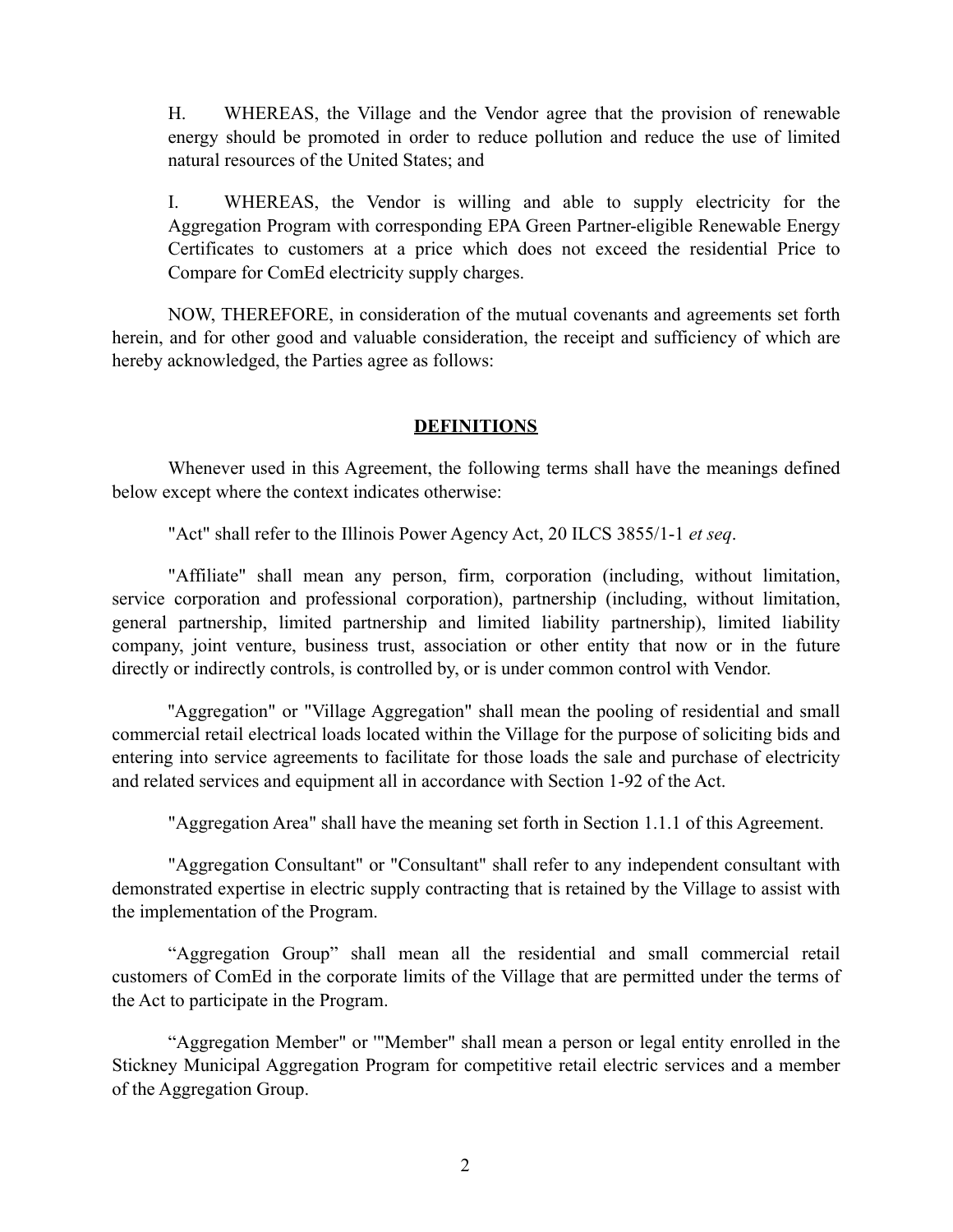H. WHEREAS, the Village and the Vendor agree that the provision of renewable energy should be promoted in order to reduce pollution and reduce the use of limited natural resources of the United States; and

I. WHEREAS, the Vendor is willing and able to supply electricity for the Aggregation Program with corresponding EPA Green Partner-eligible Renewable Energy Certificates to customers at a price which does not exceed the residential Price to Compare for ComEd electricity supply charges.

NOW, THEREFORE, in consideration of the mutual covenants and agreements set forth herein, and for other good and valuable consideration, the receipt and sufficiency of which are hereby acknowledged, the Parties agree as follows:

## **DEFINITIONS**

Whenever used in this Agreement, the following terms shall have the meanings defined below except where the context indicates otherwise:

"Act" shall refer to the Illinois Power Agency Act, 20 ILCS 3855/1-1 *et seq*.

"Affiliate" shall mean any person, firm, corporation (including, without limitation, service corporation and professional corporation), partnership (including, without limitation, general partnership, limited partnership and limited liability partnership), limited liability company, joint venture, business trust, association or other entity that now or in the future directly or indirectly controls, is controlled by, or is under common control with Vendor.

"Aggregation" or "Village Aggregation" shall mean the pooling of residential and small commercial retail electrical loads located within the Village for the purpose of soliciting bids and entering into service agreements to facilitate for those loads the sale and purchase of electricity and related services and equipment all in accordance with Section 1-92 of the Act.

"Aggregation Area" shall have the meaning set forth in Section 1.1.1 of this Agreement.

"Aggregation Consultant" or "Consultant" shall refer to any independent consultant with demonstrated expertise in electric supply contracting that is retained by the Village to assist with the implementation of the Program.

"Aggregation Group" shall mean all the residential and small commercial retail customers of ComEd in the corporate limits of the Village that are permitted under the terms of the Act to participate in the Program.

"Aggregation Member" or '"Member" shall mean a person or legal entity enrolled in the Stickney Municipal Aggregation Program for competitive retail electric services and a member of the Aggregation Group.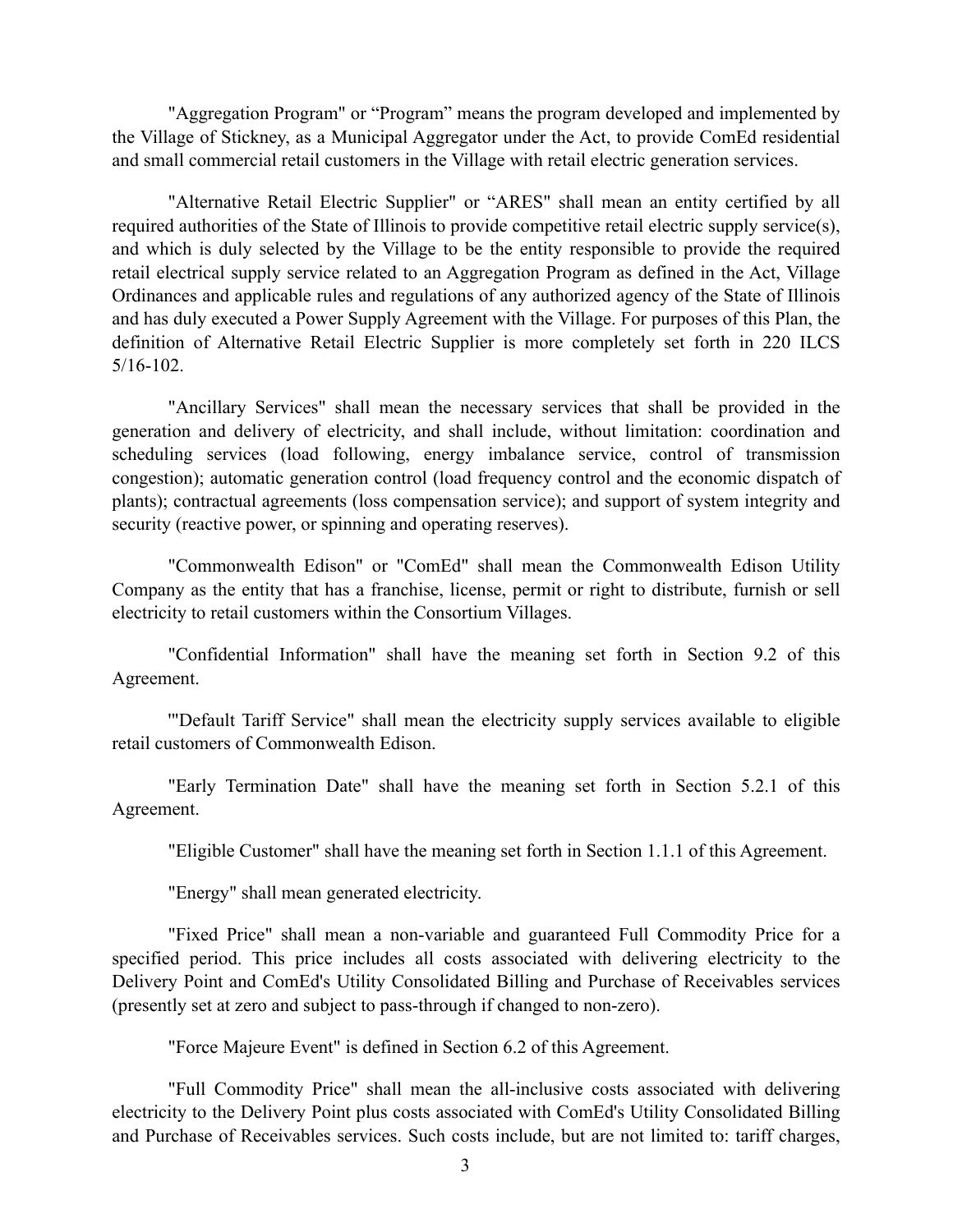"Aggregation Program" or "Program" means the program developed and implemented by the Village of Stickney, as a Municipal Aggregator under the Act, to provide ComEd residential and small commercial retail customers in the Village with retail electric generation services.

"Alternative Retail Electric Supplier" or "ARES" shall mean an entity certified by all required authorities of the State of Illinois to provide competitive retail electric supply service(s), and which is duly selected by the Village to be the entity responsible to provide the required retail electrical supply service related to an Aggregation Program as defined in the Act, Village Ordinances and applicable rules and regulations of any authorized agency of the State of Illinois and has duly executed a Power Supply Agreement with the Village. For purposes of this Plan, the definition of Alternative Retail Electric Supplier is more completely set forth in 220 ILCS 5/16-102.

"Ancillary Services" shall mean the necessary services that shall be provided in the generation and delivery of electricity, and shall include, without limitation: coordination and scheduling services (load following, energy imbalance service, control of transmission congestion); automatic generation control (load frequency control and the economic dispatch of plants); contractual agreements (loss compensation service); and support of system integrity and security (reactive power, or spinning and operating reserves).

"Commonwealth Edison" or "ComEd" shall mean the Commonwealth Edison Utility Company as the entity that has a franchise, license, permit or right to distribute, furnish or sell electricity to retail customers within the Consortium Villages.

"Confidential Information" shall have the meaning set forth in Section 9.2 of this Agreement.

'"Default Tariff Service" shall mean the electricity supply services available to eligible retail customers of Commonwealth Edison.

"Early Termination Date" shall have the meaning set forth in Section 5.2.1 of this Agreement.

"Eligible Customer" shall have the meaning set forth in Section 1.1.1 of this Agreement.

"Energy" shall mean generated electricity.

"Fixed Price" shall mean a non-variable and guaranteed Full Commodity Price for a specified period. This price includes all costs associated with delivering electricity to the Delivery Point and ComEd's Utility Consolidated Billing and Purchase of Receivables services (presently set at zero and subject to pass-through if changed to non-zero).

"Force Majeure Event" is defined in Section 6.2 of this Agreement.

"Full Commodity Price" shall mean the all-inclusive costs associated with delivering electricity to the Delivery Point plus costs associated with ComEd's Utility Consolidated Billing and Purchase of Receivables services. Such costs include, but are not limited to: tariff charges,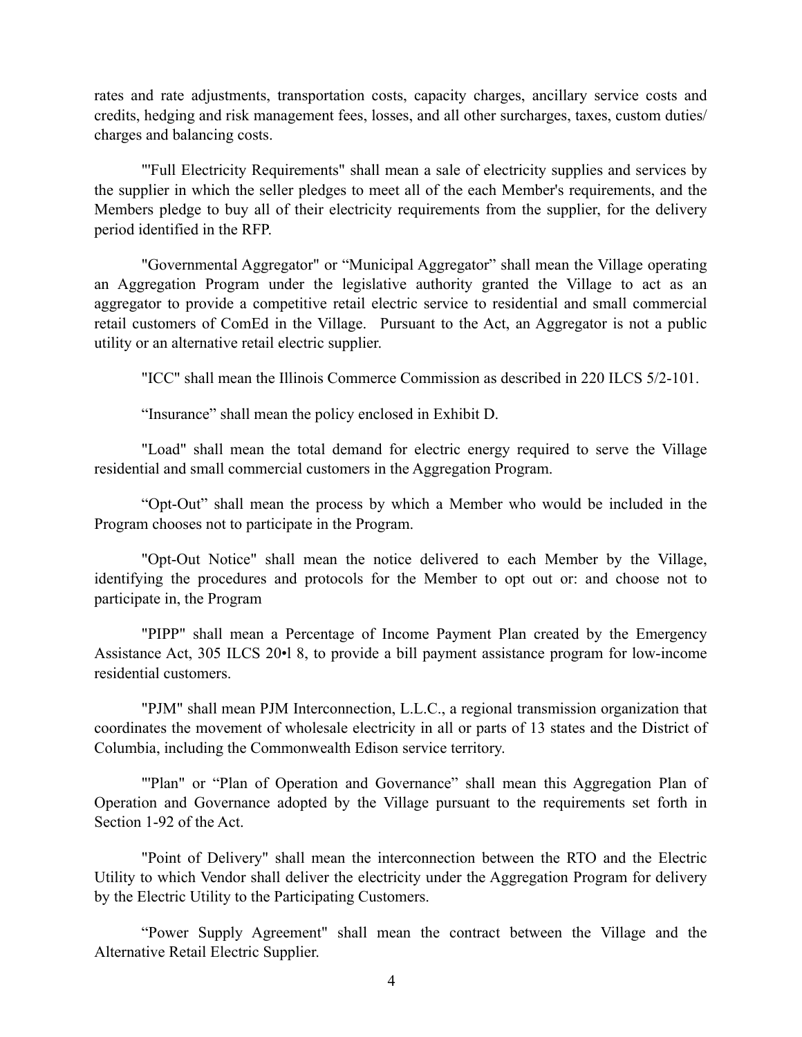rates and rate adjustments, transportation costs, capacity charges, ancillary service costs and credits, hedging and risk management fees, losses, and all other surcharges, taxes, custom duties/ charges and balancing costs.

"'Full Electricity Requirements" shall mean a sale of electricity supplies and services by the supplier in which the seller pledges to meet all of the each Member's requirements, and the Members pledge to buy all of their electricity requirements from the supplier, for the delivery period identified in the RFP.

"Governmental Aggregator" or "Municipal Aggregator" shall mean the Village operating an Aggregation Program under the legislative authority granted the Village to act as an aggregator to provide a competitive retail electric service to residential and small commercial retail customers of ComEd in the Village. Pursuant to the Act, an Aggregator is not a public utility or an alternative retail electric supplier.

"ICC" shall mean the Illinois Commerce Commission as described in 220 ILCS 5/2-101.

"Insurance" shall mean the policy enclosed in Exhibit D.

"Load" shall mean the total demand for electric energy required to serve the Village residential and small commercial customers in the Aggregation Program.

"Opt-Out" shall mean the process by which a Member who would be included in the Program chooses not to participate in the Program.

"Opt-Out Notice" shall mean the notice delivered to each Member by the Village, identifying the procedures and protocols for the Member to opt out or: and choose not to participate in, the Program

"PIPP" shall mean a Percentage of Income Payment Plan created by the Emergency Assistance Act, 305 ILCS 20•l 8, to provide a bill payment assistance program for low-income residential customers.

"PJM" shall mean PJM Interconnection, L.L.C., a regional transmission organization that coordinates the movement of wholesale electricity in all or parts of 13 states and the District of Columbia, including the Commonwealth Edison service territory.

"'Plan" or "Plan of Operation and Governance" shall mean this Aggregation Plan of Operation and Governance adopted by the Village pursuant to the requirements set forth in Section 1-92 of the Act.

"Point of Delivery" shall mean the interconnection between the RTO and the Electric Utility to which Vendor shall deliver the electricity under the Aggregation Program for delivery by the Electric Utility to the Participating Customers.

"Power Supply Agreement" shall mean the contract between the Village and the Alternative Retail Electric Supplier.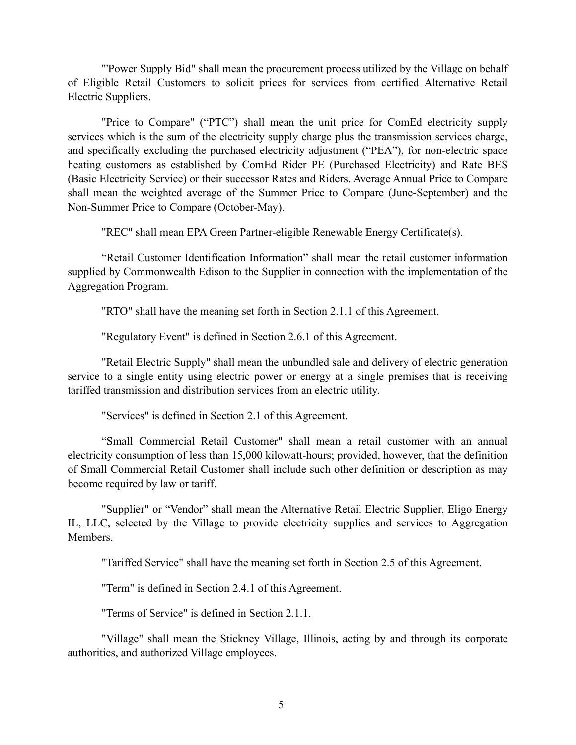"'Power Supply Bid" shall mean the procurement process utilized by the Village on behalf of Eligible Retail Customers to solicit prices for services from certified Alternative Retail Electric Suppliers.

"Price to Compare" ("PTC") shall mean the unit price for ComEd electricity supply services which is the sum of the electricity supply charge plus the transmission services charge, and specifically excluding the purchased electricity adjustment ("PEA"), for non-electric space heating customers as established by ComEd Rider PE (Purchased Electricity) and Rate BES (Basic Electricity Service) or their successor Rates and Riders. Average Annual Price to Compare shall mean the weighted average of the Summer Price to Compare (June-September) and the Non-Summer Price to Compare (October-May).

"REC" shall mean EPA Green Partner-eligible Renewable Energy Certificate(s).

"Retail Customer Identification Information" shall mean the retail customer information supplied by Commonwealth Edison to the Supplier in connection with the implementation of the Aggregation Program.

"RTO" shall have the meaning set forth in Section 2.1.1 of this Agreement.

"Regulatory Event" is defined in Section 2.6.1 of this Agreement.

"Retail Electric Supply" shall mean the unbundled sale and delivery of electric generation service to a single entity using electric power or energy at a single premises that is receiving tariffed transmission and distribution services from an electric utility.

"Services" is defined in Section 2.1 of this Agreement.

"Small Commercial Retail Customer" shall mean a retail customer with an annual electricity consumption of less than 15,000 kilowatt-hours; provided, however, that the definition of Small Commercial Retail Customer shall include such other definition or description as may become required by law or tariff.

"Supplier" or "Vendor" shall mean the Alternative Retail Electric Supplier, Eligo Energy IL, LLC, selected by the Village to provide electricity supplies and services to Aggregation Members.

"Tariffed Service" shall have the meaning set forth in Section 2.5 of this Agreement.

"Term" is defined in Section 2.4.1 of this Agreement.

"Terms of Service" is defined in Section 2.1.1.

"Village" shall mean the Stickney Village, Illinois, acting by and through its corporate authorities, and authorized Village employees.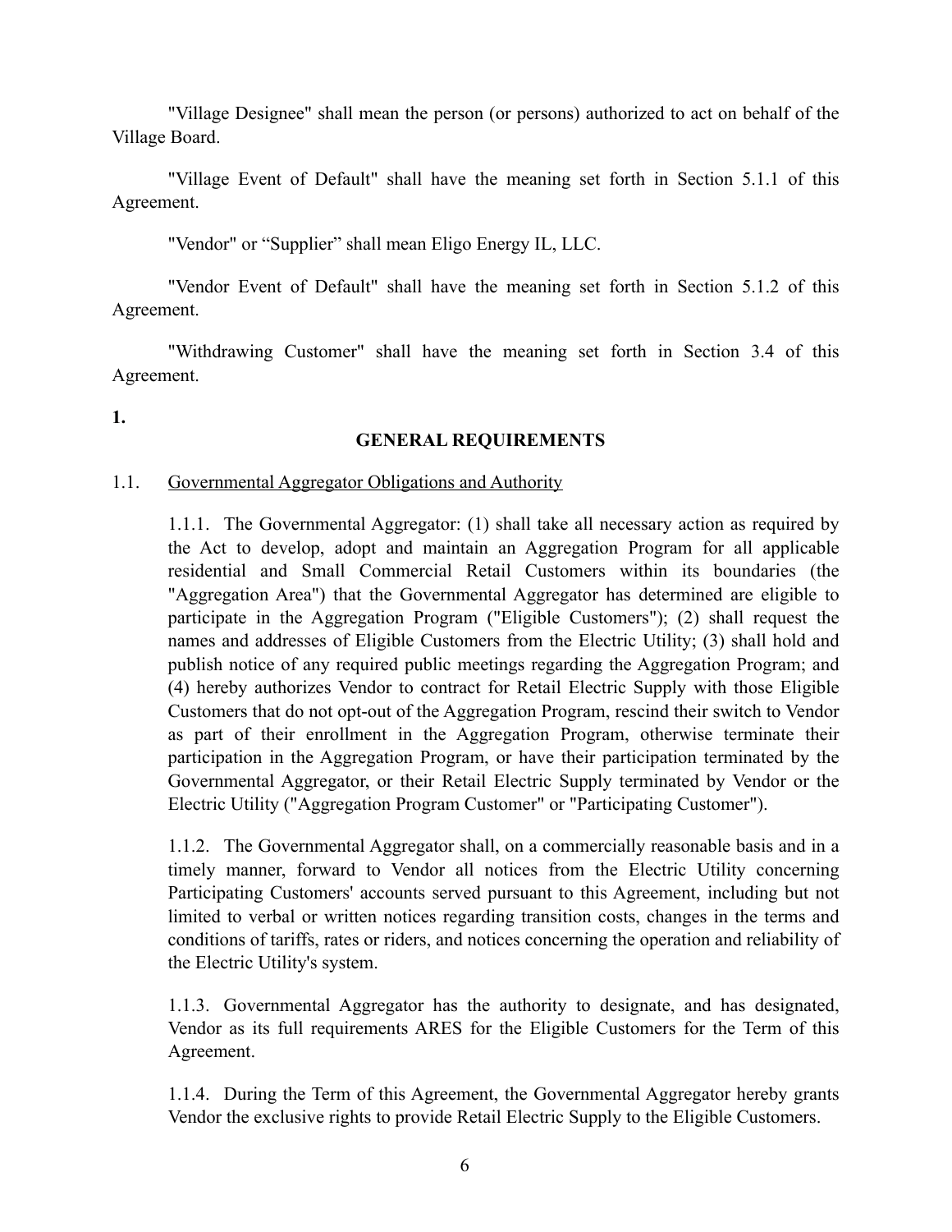"Village Designee" shall mean the person (or persons) authorized to act on behalf of the Village Board.

"Village Event of Default" shall have the meaning set forth in Section 5.1.1 of this Agreement.

"Vendor" or "Supplier" shall mean Eligo Energy IL, LLC.

"Vendor Event of Default" shall have the meaning set forth in Section 5.1.2 of this Agreement.

"Withdrawing Customer" shall have the meaning set forth in Section 3.4 of this Agreement.

## 1. GENERAL REQUIREMENTS

1.1. Governmental Aggregator Obligations and Authority

1.1.1. The Governmental Aggregator: (1) shall take all necessary action as required by the Act to develop, adopt and maintain an Aggregation Program for all applicable residential and Small Commercial Retail Customers within its boundaries (the "Aggregation Area") that the Governmental Aggregator has determined are eligible to participate in the Aggregation Program ("Eligible Customers"); (2) shall request the names and addresses of Eligible Customers from the Electric Utility; (3) shall hold and publish notice of any required public meetings regarding the Aggregation Program; and (4) hereby authorizes Vendor to contract for Retail Electric Supply with those Eligible Customers that do not opt-out of the Aggregation Program, rescind their switch to Vendor as part of their enrollment in the Aggregation Program, otherwise terminate their participation in the Aggregation Program, or have their participation terminated by the Governmental Aggregator, or their Retail Electric Supply terminated by Vendor or the Electric Utility ("Aggregation Program Customer" or "Participating Customer").

1.1.2. The Governmental Aggregator shall, on a commercially reasonable basis and in a timely manner, forward to Vendor all notices from the Electric Utility concerning Participating Customers' accounts served pursuant to this Agreement, including but not limited to verbal or written notices regarding transition costs, changes in the terms and conditions of tariffs, rates or riders, and notices concerning the operation and reliability of the Electric Utility's system.

1.1.3. Governmental Aggregator has the authority to designate, and has designated, Vendor as its full requirements ARES for the Eligible Customers for the Term of this Agreement.

1.1.4. During the Term of this Agreement, the Governmental Aggregator hereby grants Vendor the exclusive rights to provide Retail Electric Supply to the Eligible Customers.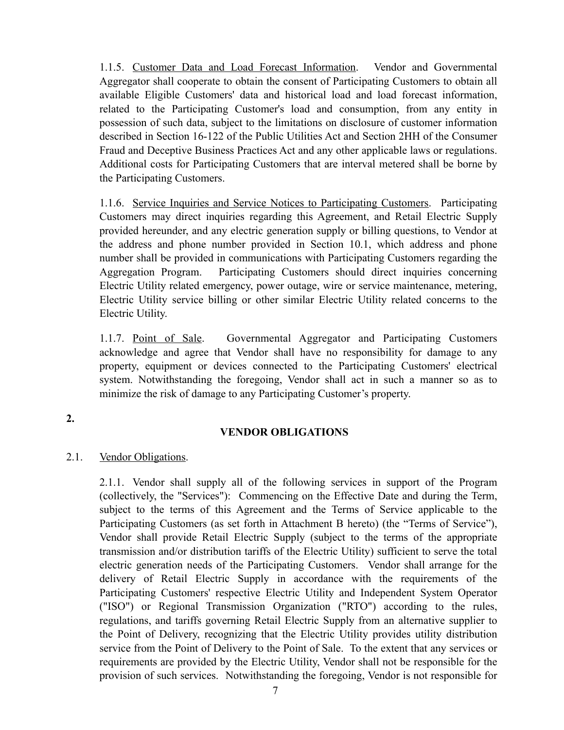1.1.5. Customer Data and Load Forecast Information. Vendor and Governmental Aggregator shall cooperate to obtain the consent of Participating Customers to obtain all available Eligible Customers' data and historical load and load forecast information, related to the Participating Customer's load and consumption, from any entity in possession of such data, subject to the limitations on disclosure of customer information described in Section 16-122 of the Public Utilities Act and Section 2HH of the Consumer Fraud and Deceptive Business Practices Act and any other applicable laws or regulations. Additional costs for Participating Customers that are interval metered shall be borne by the Participating Customers.

1.1.6. Service Inquiries and Service Notices to Participating Customers. Participating Customers may direct inquiries regarding this Agreement, and Retail Electric Supply provided hereunder, and any electric generation supply or billing questions, to Vendor at the address and phone number provided in Section 10.1, which address and phone number shall be provided in communications with Participating Customers regarding the Aggregation Program. Participating Customers should direct inquiries concerning Electric Utility related emergency, power outage, wire or service maintenance, metering, Electric Utility service billing or other similar Electric Utility related concerns to the Electric Utility.

1.1.7. Point of Sale. Governmental Aggregator and Participating Customers acknowledge and agree that Vendor shall have no responsibility for damage to any property, equipment or devices connected to the Participating Customers' electrical system. Notwithstanding the foregoing, Vendor shall act in such a manner so as to minimize the risk of damage to any Participating Customer's property.

## 2. VENDOR OBLIGATIONS

2.1. Vendor Obligations.

2.1.1. Vendor shall supply all of the following services in support of the Program (collectively, the "Services"): Commencing on the Effective Date and during the Term, subject to the terms of this Agreement and the Terms of Service applicable to the Participating Customers (as set forth in Attachment B hereto) (the "Terms of Service"), Vendor shall provide Retail Electric Supply (subject to the terms of the appropriate transmission and/or distribution tariffs of the Electric Utility) sufficient to serve the total electric generation needs of the Participating Customers. Vendor shall arrange for the delivery of Retail Electric Supply in accordance with the requirements of the Participating Customers' respective Electric Utility and Independent System Operator ("ISO") or Regional Transmission Organization ("RTO") according to the rules, regulations, and tariffs governing Retail Electric Supply from an alternative supplier to the Point of Delivery, recognizing that the Electric Utility provides utility distribution service from the Point of Delivery to the Point of Sale. To the extent that any services or requirements are provided by the Electric Utility, Vendor shall not be responsible for the provision of such services. Notwithstanding the foregoing, Vendor is not responsible for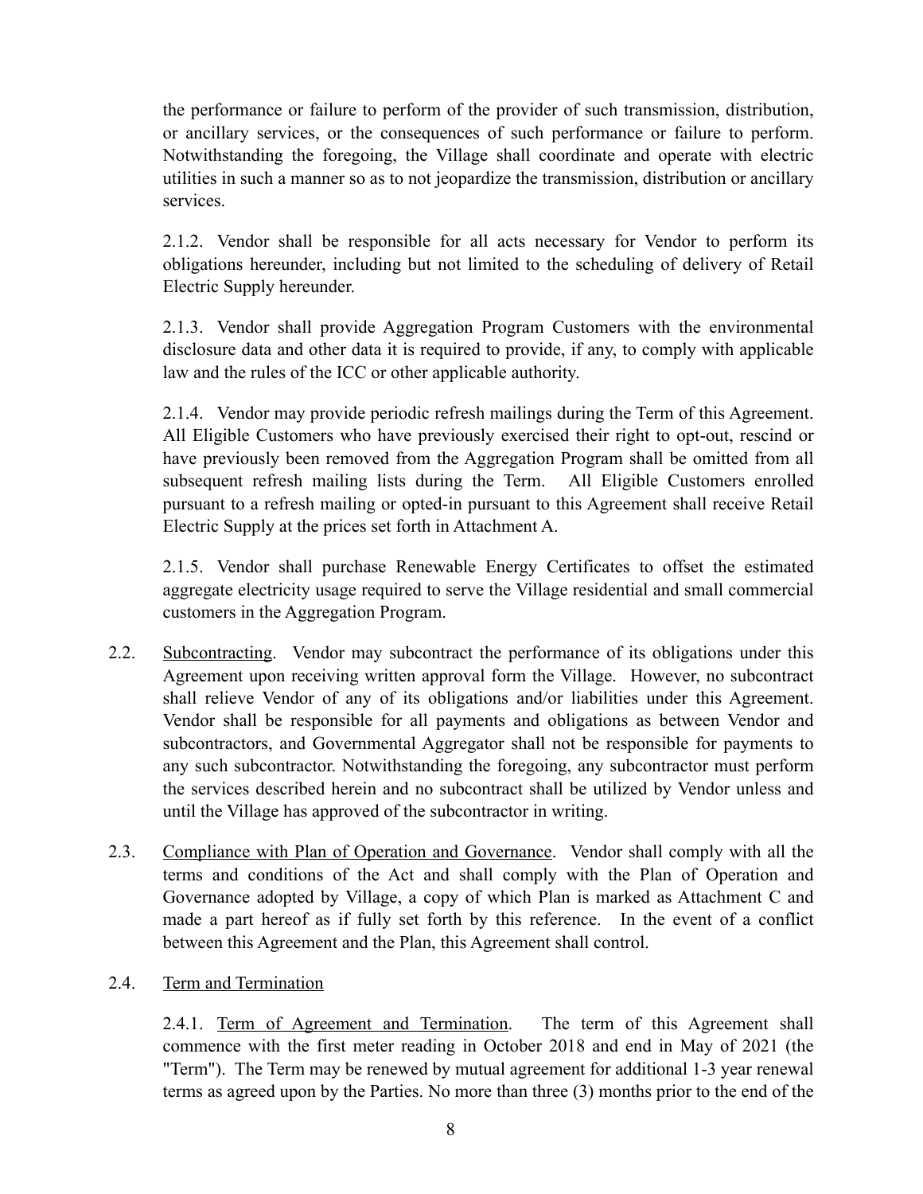the performance or failure to perform of the provider of such transmission, distribution, or ancillary services, or the consequences of such performance or failure to perform. Notwithstanding the foregoing, the Village shall coordinate and operate with electric utilities in such a manner so as to not jeopardize the transmission, distribution or ancillary services.

2.1.2. Vendor shall be responsible for all acts necessary for Vendor to perform its obligations hereunder, including but not limited to the scheduling of delivery of Retail Electric Supply hereunder.

2.1.3. Vendor shall provide Aggregation Program Customers with the environmental disclosure data and other data it is required to provide, if any, to comply with applicable law and the rules of the ICC or other applicable authority.

2.1.4. Vendor may provide periodic refresh mailings during the Term of this Agreement. All Eligible Customers who have previously exercised their right to opt-out, rescind or have previously been removed from the Aggregation Program shall be omitted from all subsequent refresh mailing lists during the Term. All Eligible Customers enrolled pursuant to a refresh mailing or opted-in pursuant to this Agreement shall receive Retail Electric Supply at the prices set forth in Attachment A.

2.1.5. Vendor shall purchase Renewable Energy Certificates to offset the estimated aggregate electricity usage required to serve the Village residential and small commercial customers in the Aggregation Program.

2.2. Subcontracting. Vendor may subcontract the performance of its obligations under this Agreement upon receiving written approval form the Village. However, no subcontract shall relieve Vendor of any of its obligations and/or liabilities under this Agreement. Vendor shall be responsible for all payments and obligations as between Vendor and subcontractors, and Governmental Aggregator shall not be responsible for payments to any such subcontractor. Notwithstanding the foregoing, any subcontractor must perform the services described herein and no subcontract shall be utilized by Vendor unless and until the Village has approved of the subcontractor in writing.

2.3. Compliance with Plan of Operation and Governance. Vendor shall comply with all the terms and conditions of the Act and shall comply with the Plan of Operation and Governance adopted by Village, a copy of which Plan is marked as Attachment C and made a part hereof as if fully set forth by this reference. In the event of a conflict between this Agreement and the Plan, this Agreement shall control.

2.4. Term and Termination

2.4.1. Term of Agreement and Termination. The term of this Agreement shall commence with the first meter reading in October 2018 and end in May of 2021 (the "Term"). The Term may be renewed by mutual agreement for additional 1-3 year renewal terms as agreed upon by the Parties. No more than three (3) months prior to the end of the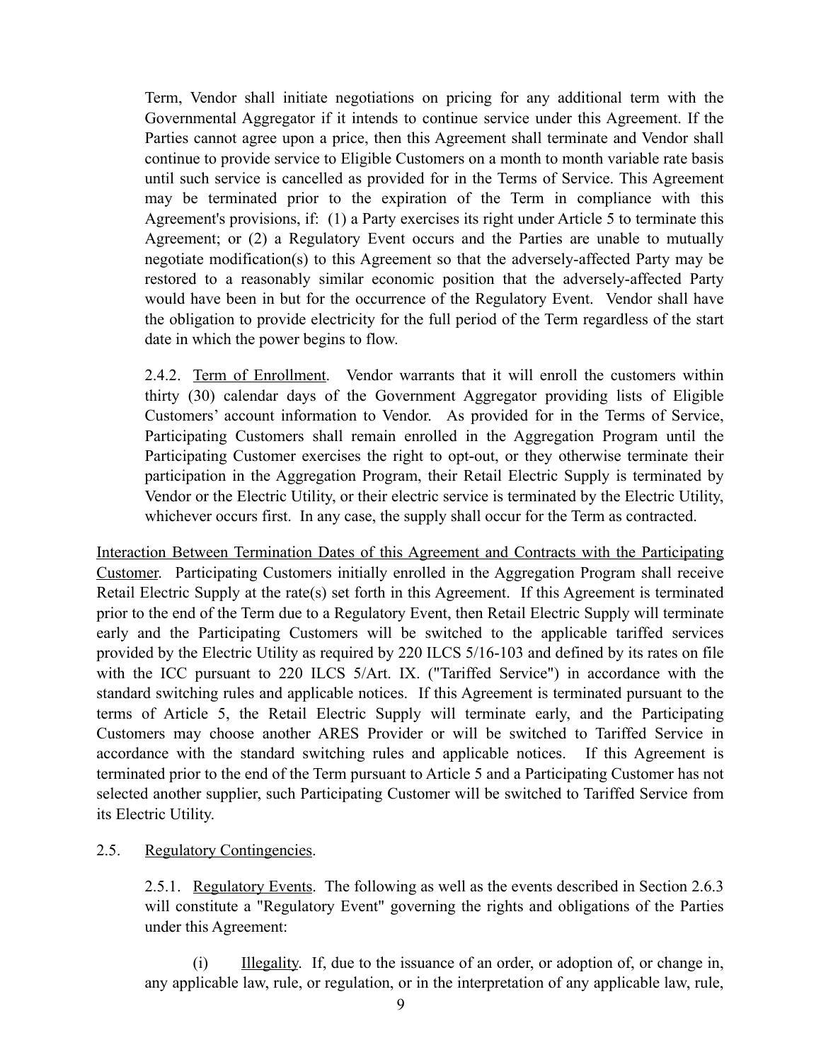Term, Vendor shall initiate negotiations on pricing for any additional term with the Governmental Aggregator if it intends to continue service under this Agreement. If the Parties cannot agree upon a price, then this Agreement shall terminate and Vendor shall continue to provide service to Eligible Customers on a month to month variable rate basis until such service is cancelled as provided for in the Terms of Service. This Agreement may be terminated prior to the expiration of the Term in compliance with this Agreement's provisions, if: (1) a Party exercises its right under Article 5 to terminate this Agreement; or (2) a Regulatory Event occurs and the Parties are unable to mutually negotiate modification(s) to this Agreement so that the adversely-affected Party may be restored to a reasonably similar economic position that the adversely-affected Party would have been in but for the occurrence of the Regulatory Event. Vendor shall have the obligation to provide electricity for the full period of the Term regardless of the start date in which the power begins to flow.

2.4.2. Term of Enrollment. Vendor warrants that it will enroll the customers within thirty (30) calendar days of the Government Aggregator providing lists of Eligible Customers' account information to Vendor. As provided for in the Terms of Service, Participating Customers shall remain enrolled in the Aggregation Program until the Participating Customer exercises the right to opt-out, or they otherwise terminate their participation in the Aggregation Program, their Retail Electric Supply is terminated by Vendor or the Electric Utility, or their electric service is terminated by the Electric Utility, whichever occurs first. In any case, the supply shall occur for the Term as contracted.

Interaction Between Termination Dates of this Agreement and Contracts with the Participating Customer. Participating Customers initially enrolled in the Aggregation Program shall receive Retail Electric Supply at the rate(s) set forth in this Agreement. If this Agreement is terminated prior to the end of the Term due to a Regulatory Event, then Retail Electric Supply will terminate early and the Participating Customers will be switched to the applicable tariffed services provided by the Electric Utility as required by 220 ILCS 5/16-103 and defined by its rates on file with the ICC pursuant to 220 ILCS 5/Art. IX. ("Tariffed Service") in accordance with the standard switching rules and applicable notices. If this Agreement is terminated pursuant to the terms of Article 5, the Retail Electric Supply will terminate early, and the Participating Customers may choose another ARES Provider or will be switched to Tariffed Service in accordance with the standard switching rules and applicable notices. If this Agreement is terminated prior to the end of the Term pursuant to Article 5 and a Participating Customer has not selected another supplier, such Participating Customer will be switched to Tariffed Service from its Electric Utility.

2.5. Regulatory Contingencies.

2.5.1. Regulatory Events. The following as well as the events described in Section 2.6.3 will constitute a "Regulatory Event" governing the rights and obligations of the Parties under this Agreement:

(i) Illegality. If, due to the issuance of an order, or adoption of, or change in, any applicable law, rule, or regulation, or in the interpretation of any applicable law, rule,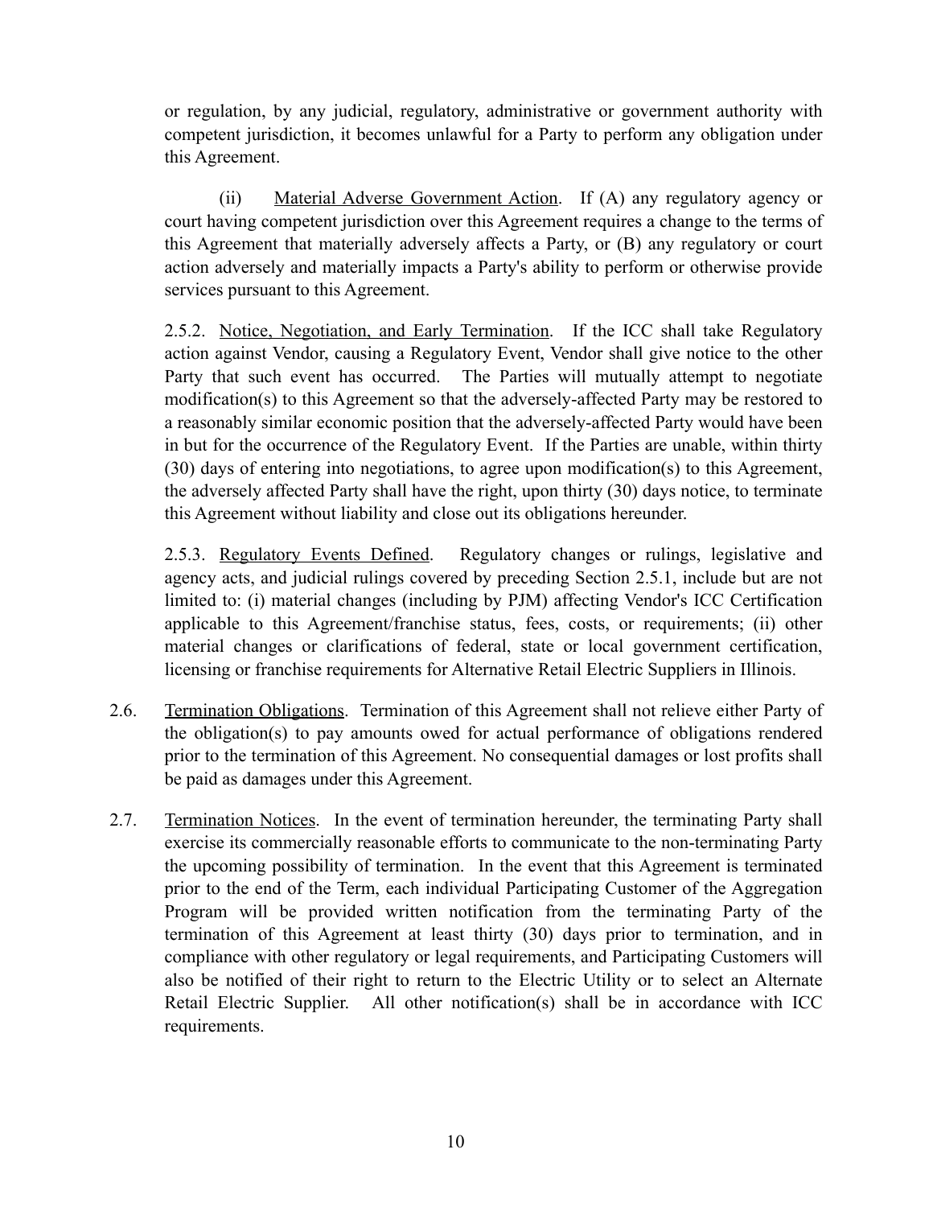or regulation, by any judicial, regulatory, administrative or government authority with competent jurisdiction, it becomes unlawful for a Party to perform any obligation under this Agreement.

(ii) Material Adverse Government Action. If (A) any regulatory agency or court having competent jurisdiction over this Agreement requires a change to the terms of this Agreement that materially adversely affects a Party, or (B) any regulatory or court action adversely and materially impacts a Party's ability to perform or otherwise provide services pursuant to this Agreement.

2.5.2. Notice, Negotiation, and Early Termination. If the ICC shall take Regulatory action against Vendor, causing a Regulatory Event, Vendor shall give notice to the other Party that such event has occurred. The Parties will mutually attempt to negotiate modification(s) to this Agreement so that the adversely-affected Party may be restored to a reasonably similar economic position that the adversely-affected Party would have been in but for the occurrence of the Regulatory Event. If the Parties are unable, within thirty (30) days of entering into negotiations, to agree upon modification(s) to this Agreement, the adversely affected Party shall have the right, upon thirty (30) days notice, to terminate this Agreement without liability and close out its obligations hereunder.

2.5.3. Regulatory Events Defined. Regulatory changes or rulings, legislative and agency acts, and judicial rulings covered by preceding Section 2.5.1, include but are not limited to: (i) material changes (including by PJM) affecting Vendor's ICC Certification applicable to this Agreement/franchise status, fees, costs, or requirements; (ii) other material changes or clarifications of federal, state or local government certification, licensing or franchise requirements for Alternative Retail Electric Suppliers in Illinois.

2.6. Termination Obligations. Termination of this Agreement shall not relieve either Party of the obligation(s) to pay amounts owed for actual performance of obligations rendered prior to the termination of this Agreement. No consequential damages or lost profits shall be paid as damages under this Agreement.

2.7. Termination Notices. In the event of termination hereunder, the terminating Party shall exercise its commercially reasonable efforts to communicate to the non-terminating Party the upcoming possibility of termination. In the event that this Agreement is terminated prior to the end of the Term, each individual Participating Customer of the Aggregation Program will be provided written notification from the terminating Party of the termination of this Agreement at least thirty (30) days prior to termination, and in compliance with other regulatory or legal requirements, and Participating Customers will also be notified of their right to return to the Electric Utility or to select an Alternate Retail Electric Supplier. All other notification(s) shall be in accordance with ICC requirements.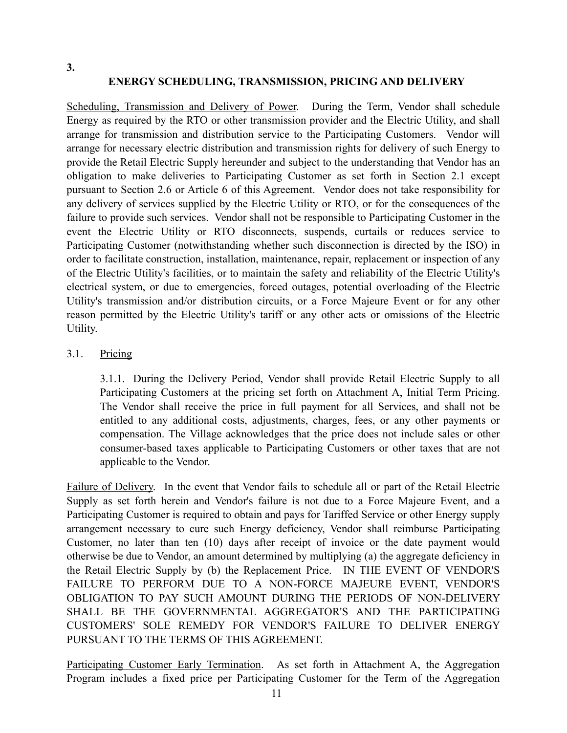**3.**

**ENERGY SCHEDULING, TRANSMISSION, PRICING AND DELIVERY**

Scheduling, Transmission and Delivery of Power. During the Term, Vendor shall schedule Energy as required by the RTO or other transmission provider and the Electric Utility, and shall arrange for transmission and distribution service to the Participating Customers. Vendor will arrange for necessary electric distribution and transmission rights for delivery of such Energy to provide the Retail Electric Supply hereunder and subject to the understanding that Vendor has an obligation to make deliveries to Participating Customer as set forth in Section 2.1 except pursuant to Section 2.6 or Article 6 of this Agreement. Vendor does not take responsibility for any delivery of services supplied by the Electric Utility or RTO, or for the consequences of the failure to provide such services. Vendor shall not be responsible to Participating Customer in the event the Electric Utility or RTO disconnects, suspends, curtails or reduces service to Participating Customer (notwithstanding whether such disconnection is directed by the ISO) in order to facilitate construction, installation, maintenance, repair, replacement or inspection of any of the Electric Utility's facilities, or to maintain the safety and reliability of the Electric Utility's electrical system, or due to emergencies, forced outages, potential overloading of the Electric Utility's transmission and/or distribution circuits, or a Force Majeure Event or for any other reason permitted by the Electric Utility's tariff or any other acts or omissions of the Electric Utility.

3.1. Pricing

3.1.1. During the Delivery Period, Vendor shall provide Retail Electric Supply to all Participating Customers at the pricing set forth on Attachment A, Initial Term Pricing. The Vendor shall receive the price in full payment for all Services, and shall not be entitled to any additional costs, adjustments, charges, fees, or any other payments or compensation. The Village acknowledges that the price does not include sales or other consumer-based taxes applicable to Participating Customers or other taxes that are not applicable to the Vendor.

Failure of Delivery. In the event that Vendor fails to schedule all or part of the Retail Electric Supply as set forth herein and Vendor's failure is not due to a Force Majeure Event, and a Participating Customer is required to obtain and pays for Tariffed Service or other Energy supply arrangement necessary to cure such Energy deficiency, Vendor shall reimburse Participating Customer, no later than ten (10) days after receipt of invoice or the date payment would otherwise be due to Vendor, an amount determined by multiplying (a) the aggregate deficiency in the Retail Electric Supply by (b) the Replacement Price. IN THE EVENT OF VENDOR'S FAILURE TO PERFORM DUE TO A NON-FORCE MAJEURE EVENT, VENDOR'S OBLIGATION TO PAY SUCH AMOUNT DURING THE PERIODS OF NON-DELIVERY SHALL BE THE GOVERNMENTAL AGGREGATOR'S AND THE PARTICIPATING CUSTOMERS' SOLE REMEDY FOR VENDOR'S FAILURE TO DELIVER ENERGY PURSUANT TO THE TERMS OF THIS AGREEMENT.

Participating Customer Early Termination. As set forth in Attachment A, the Aggregation Program includes a fixed price per Participating Customer for the Term of the Aggregation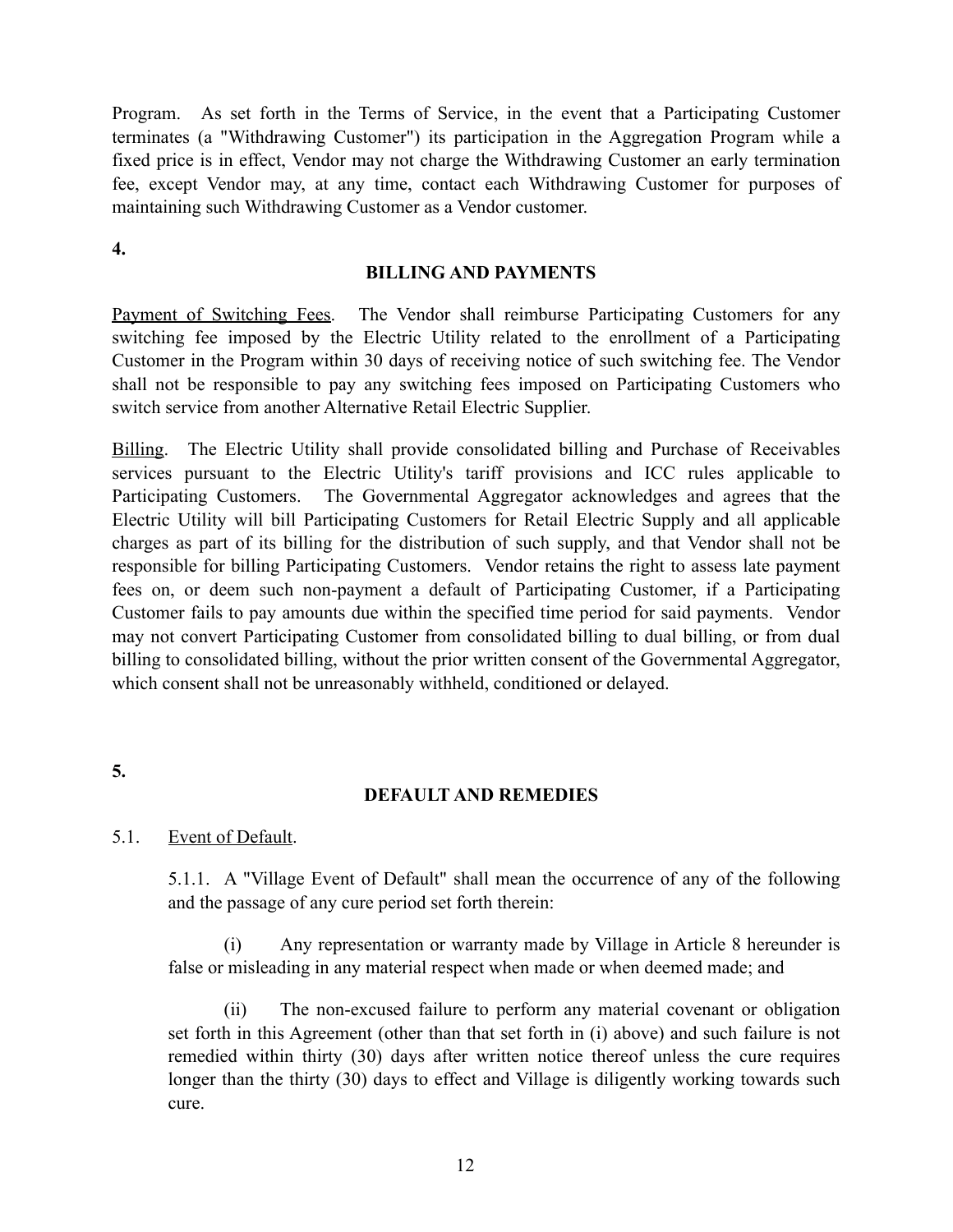Program. As set forth in the Terms of Service, in the event that a Participating Customer terminates (a "Withdrawing Customer") its participation in the Aggregation Program while a fixed price is in effect, Vendor may not charge the Withdrawing Customer an early termination fee, except Vendor may, at any time, contact each Withdrawing Customer for purposes of maintaining such Withdrawing Customer as a Vendor customer.

**4.**

## BILLING AND PAYMENTS

Payment of Switching Fees. The Vendor shall reimburse Participating Customers for any switching fee imposed by the Electric Utility related to the enrollment of a Participating Customer in the Program within 30 days of receiving notice of such switching fee. The Vendor shall not be responsible to pay any switching fees imposed on Participating Customers who switch service from another Alternative Retail Electric Supplier.

Billing. The Electric Utility shall provide consolidated billing and Purchase of Receivables services pursuant to the Electric Utility's tariff provisions and ICC rules applicable to Participating Customers. The Governmental Aggregator acknowledges and agrees that the Electric Utility will bill Participating Customers for Retail Electric Supply and all applicable charges as part of its billing for the distribution of such supply, and that Vendor shall not be responsible for billing Participating Customers. Vendor retains the right to assess late payment fees on, or deem such non-payment a default of Participating Customer, if a Participating Customer fails to pay amounts due within the specified time period for said payments. Vendor may not convert Participating Customer from consolidated billing to dual billing, or from dual billing to consolidated billing, without the prior written consent of the Governmental Aggregator, which consent shall not be unreasonably withheld, conditioned or delayed.

**5.**

## DEFAULT AND REMEDIES

5.1. Event of Default.

5.1.1. A "Village Event of Default" shall mean the occurrence of any of the following and the passage of any cure period set forth therein:

(i) Any representation or warranty made by Village in Article 8 hereunder is false or misleading in any material respect when made or when deemed made; and

(ii) The non-excused failure to perform any material covenant or obligation set forth in this Agreement (other than that set forth in (i) above) and such failure is not remedied within thirty (30) days after written notice thereof unless the cure requires longer than the thirty (30) days to effect and Village is diligently working towards such cure.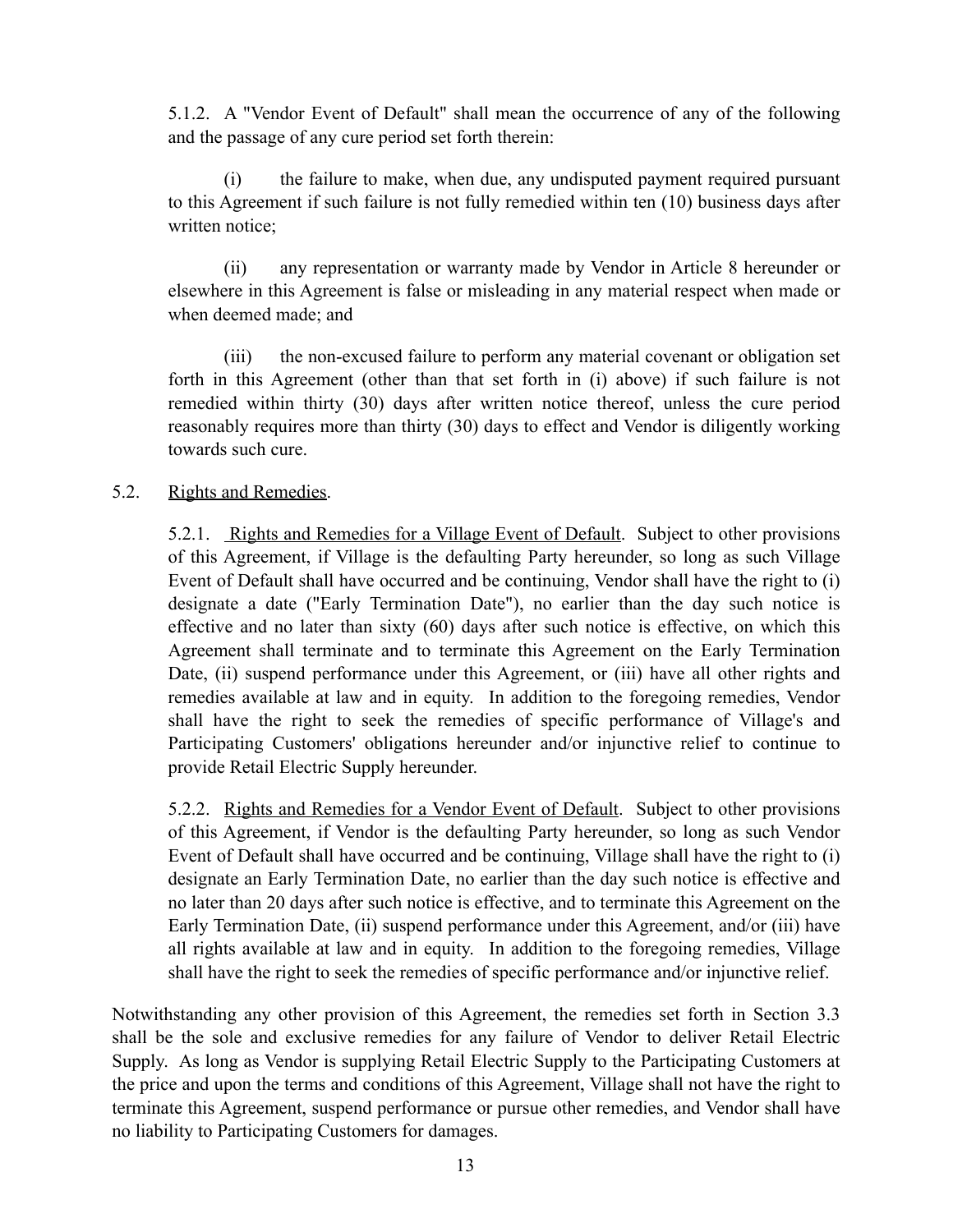5.1.2. A "Vendor Event of Default" shall mean the occurrence of any of the following and the passage of any cure period set forth therein:

(i) the failure to make, when due, any undisputed payment required pursuant to this Agreement if such failure is not fully remedied within ten (10) business days after written notice;

(ii) any representation or warranty made by Vendor in Article 8 hereunder or elsewhere in this Agreement is false or misleading in any material respect when made or when deemed made; and

(iii) the non-excused failure to perform any material covenant or obligation set forth in this Agreement (other than that set forth in (i) above) if such failure is not remedied within thirty (30) days after written notice thereof, unless the cure period reasonably requires more than thirty (30) days to effect and Vendor is diligently working towards such cure.

5.2. Rights and Remedies.

5.2.1. Rights and Remedies for a Village Event of Default. Subject to other provisions of this Agreement, if Village is the defaulting Party hereunder, so long as such Village Event of Default shall have occurred and be continuing, Vendor shall have the right to (i) designate a date ("Early Termination Date"), no earlier than the day such notice is effective and no later than sixty (60) days after such notice is effective, on which this Agreement shall terminate and to terminate this Agreement on the Early Termination Date, (ii) suspend performance under this Agreement, or (iii) have all other rights and remedies available at law and in equity. In addition to the foregoing remedies, Vendor shall have the right to seek the remedies of specific performance of Village's and Participating Customers' obligations hereunder and/or injunctive relief to continue to provide Retail Electric Supply hereunder.

5.2.2. Rights and Remedies for a Vendor Event of Default. Subject to other provisions of this Agreement, if Vendor is the defaulting Party hereunder, so long as such Vendor Event of Default shall have occurred and be continuing, Village shall have the right to (i) designate an Early Termination Date, no earlier than the day such notice is effective and no later than 20 days after such notice is effective, and to terminate this Agreement on the Early Termination Date, (ii) suspend performance under this Agreement, and/or (iii) have all rights available at law and in equity. In addition to the foregoing remedies, Village shall have the right to seek the remedies of specific performance and/or injunctive relief.

Notwithstanding any other provision of this Agreement, the remedies set forth in Section 3.3 shall be the sole and exclusive remedies for any failure of Vendor to deliver Retail Electric Supply. As long as Vendor is supplying Retail Electric Supply to the Participating Customers at the price and upon the terms and conditions of this Agreement, Village shall not have the right to terminate this Agreement, suspend performance or pursue other remedies, and Vendor shall have no liability to Participating Customers for damages.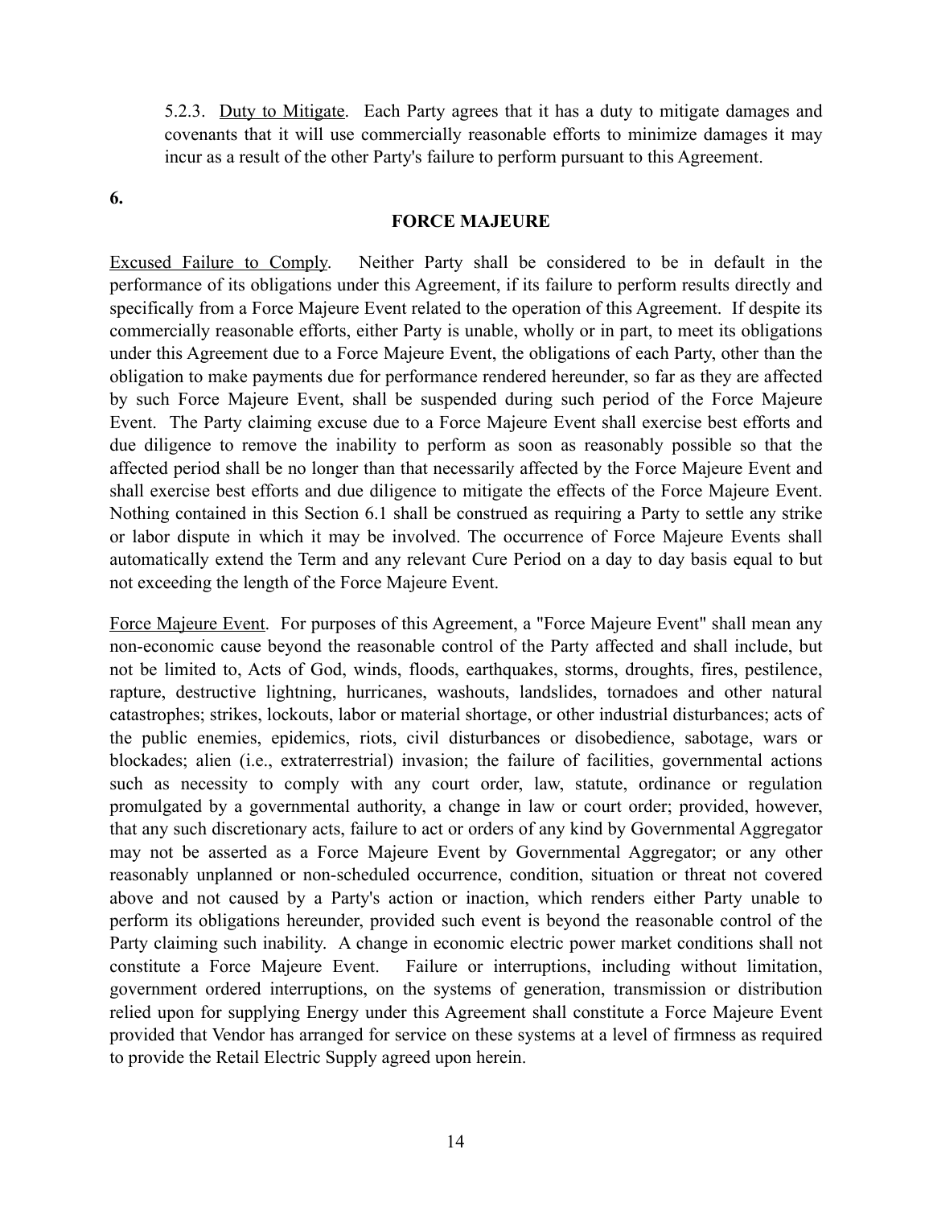5.2.3. Duty to Mitigate. Each Party agrees that it has a duty to mitigate damages and covenants that it will use commercially reasonable efforts to minimize damages it may incur as a result of the other Party's failure to perform pursuant to this Agreement.

## 6. FORCE MAJEURE

Excused Failure to Comply. Neither Party shall be considered to be in default in the performance of its obligations under this Agreement, if its failure to perform results directly and specifically from a Force Majeure Event related to the operation of this Agreement. If despite its commercially reasonable efforts, either Party is unable, wholly or in part, to meet its obligations under this Agreement due to a Force Majeure Event, the obligations of each Party, other than the obligation to make payments due for performance rendered hereunder, so far as they are affected by such Force Majeure Event, shall be suspended during such period of the Force Majeure Event. The Party claiming excuse due to a Force Majeure Event shall exercise best efforts and due diligence to remove the inability to perform as soon as reasonably possible so that the affected period shall be no longer than that necessarily affected by the Force Majeure Event and shall exercise best efforts and due diligence to mitigate the effects of the Force Majeure Event. Nothing contained in this Section 6.1 shall be construed as requiring a Party to settle any strike or labor dispute in which it may be involved. The occurrence of Force Majeure Events shall automatically extend the Term and any relevant Cure Period on a day to day basis equal to but not exceeding the length of the Force Majeure Event.

Force Majeure Event. For purposes of this Agreement, a "Force Majeure Event" shall mean any non-economic cause beyond the reasonable control of the Party affected and shall include, but not be limited to, Acts of God, winds, floods, earthquakes, storms, droughts, fires, pestilence, rapture, destructive lightning, hurricanes, washouts, landslides, tornadoes and other natural catastrophes; strikes, lockouts, labor or material shortage, or other industrial disturbances; acts of the public enemies, epidemics, riots, civil disturbances or disobedience, sabotage, wars or blockades; alien (i.e., extraterrestrial) invasion; the failure of facilities, governmental actions such as necessity to comply with any court order, law, statute, ordinance or regulation promulgated by a governmental authority, a change in law or court order; provided, however, that any such discretionary acts, failure to act or orders of any kind by Governmental Aggregator may not be asserted as a Force Majeure Event by Governmental Aggregator; or any other reasonably unplanned or non-scheduled occurrence, condition, situation or threat not covered above and not caused by a Party's action or inaction, which renders either Party unable to perform its obligations hereunder, provided such event is beyond the reasonable control of the Party claiming such inability. A change in economic electric power market conditions shall not constitute a Force Majeure Event. Failure or interruptions, including without limitation, government ordered interruptions, on the systems of generation, transmission or distribution relied upon for supplying Energy under this Agreement shall constitute a Force Majeure Event provided that Vendor has arranged for service on these systems at a level of firmness as required to provide the Retail Electric Supply agreed upon herein.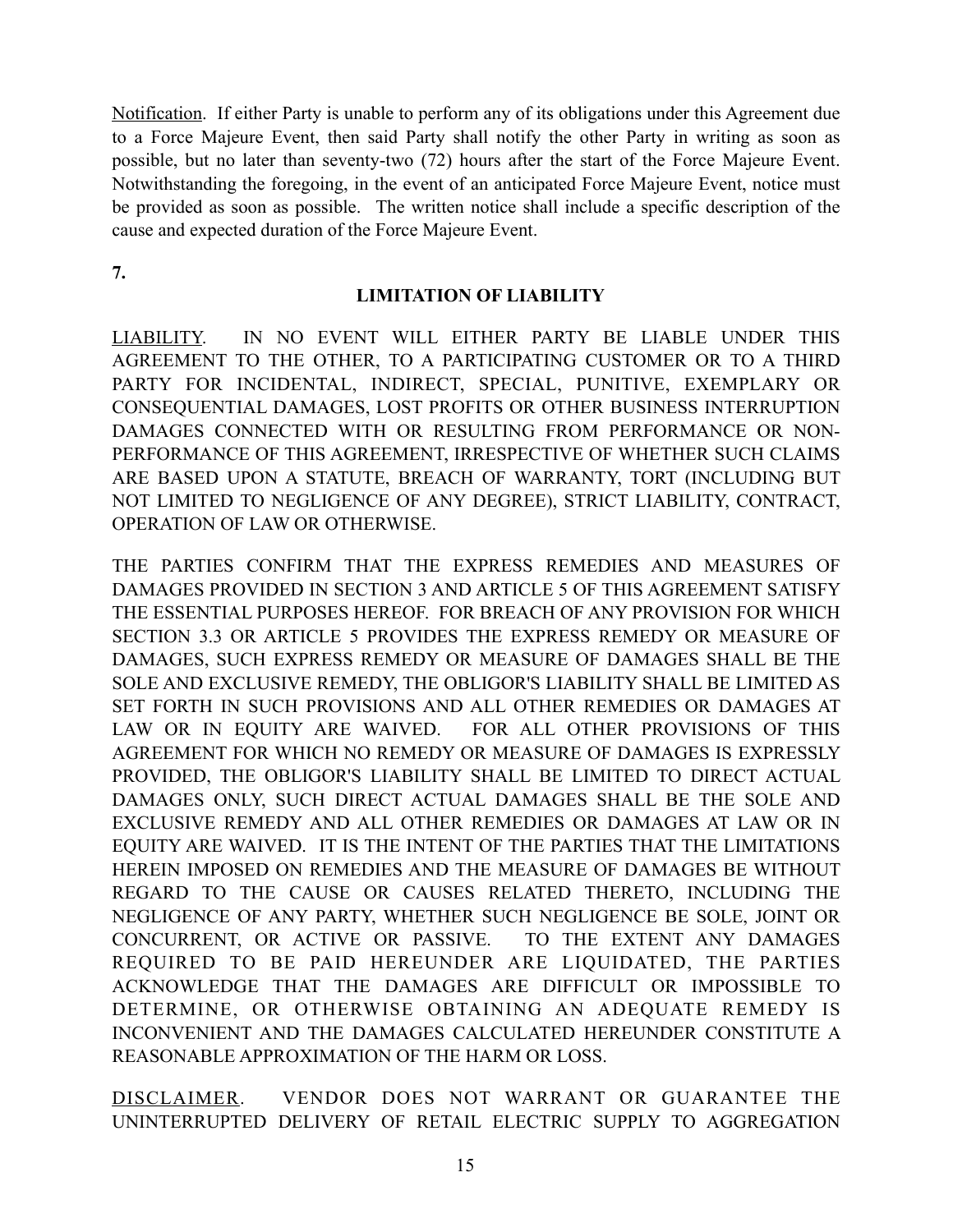Notification. If either Party is unable to perform any of its obligations under this Agreement due to a Force Majeure Event, then said Party shall notify the other Party in writing as soon as possible, but no later than seventy-two (72) hours after the start of the Force Majeure Event. Notwithstanding the foregoing, in the event of an anticipated Force Majeure Event, notice must be provided as soon as possible. The written notice shall include a specific description of the cause and expected duration of the Force Majeure Event.

**7.**

## LIMITATION OF LIABILITY

LIABILITY. IN NO EVENT WILL EITHER PARTY BE LIABLE UNDER THIS AGREEMENT TO THE OTHER, TO A PARTICIPATING CUSTOMER OR TO A THIRD PARTY FOR INCIDENTAL, INDIRECT, SPECIAL, PUNITIVE, EXEMPLARY OR CONSEQUENTIAL DAMAGES, LOST PROFITS OR OTHER BUSINESS INTERRUPTION DAMAGES CONNECTED WITH OR RESULTING FROM PERFORMANCE OR NON-PERFORMANCE OF THIS AGREEMENT, IRRESPECTIVE OF WHETHER SUCH CLAIMS ARE BASED UPON A STATUTE, BREACH OF WARRANTY, TORT (INCLUDING BUT NOT LIMITED TO NEGLIGENCE OF ANY DEGREE), STRICT LIABILITY, CONTRACT, OPERATION OF LAW OR OTHERWISE.

THE PARTIES CONFIRM THAT THE EXPRESS REMEDIES AND MEASURES OF DAMAGES PROVIDED IN SECTION 3 AND ARTICLE 5 OF THIS AGREEMENT SATISFY THE ESSENTIAL PURPOSES HEREOF. FOR BREACH OF ANY PROVISION FOR WHICH SECTION 3.3 OR ARTICLE 5 PROVIDES THE EXPRESS REMEDY OR MEASURE OF DAMAGES, SUCH EXPRESS REMEDY OR MEASURE OF DAMAGES SHALL BE THE SOLE AND EXCLUSIVE REMEDY, THE OBLIGOR'S LIABILITY SHALL BE LIMITED AS SET FORTH IN SUCH PROVISIONS AND ALL OTHER REMEDIES OR DAMAGES AT LAW OR IN EQUITY ARE WAIVED. FOR ALL OTHER PROVISIONS OF THIS AGREEMENT FOR WHICH NO REMEDY OR MEASURE OF DAMAGES IS EXPRESSLY PROVIDED, THE OBLIGOR'S LIABILITY SHALL BE LIMITED TO DIRECT ACTUAL DAMAGES ONLY, SUCH DIRECT ACTUAL DAMAGES SHALL BE THE SOLE AND EXCLUSIVE REMEDY AND ALL OTHER REMEDIES OR DAMAGES AT LAW OR IN EQUITY ARE WAIVED. IT IS THE INTENT OF THE PARTIES THAT THE LIMITATIONS HEREIN IMPOSED ON REMEDIES AND THE MEASURE OF DAMAGES BE WITHOUT REGARD TO THE CAUSE OR CAUSES RELATED THERETO, INCLUDING THE NEGLIGENCE OF ANY PARTY, WHETHER SUCH NEGLIGENCE BE SOLE, JOINT OR CONCURRENT, OR ACTIVE OR PASSIVE. TO THE EXTENT ANY DAMAGES REQUIRED TO BE PAID HEREUNDER ARE LIQUIDATED, THE PARTIES ACKNOWLEDGE THAT THE DAMAGES ARE DIFFICULT OR IMPOSSIBLE TO DETERMINE, OR OTHERWISE OBTAINING AN ADEQUATE REMEDY IS INCONVENIENT AND THE DAMAGES CALCULATED HEREUNDER CONSTITUTE A REASONABLE APPROXIMATION OF THE HARM OR LOSS.

DISCLAIMER. VENDOR DOES NOT WARRANT OR GUARANTEE THE UNINTERRUPTED DELIVERY OF RETAIL ELECTRIC SUPPLY TO AGGREGATION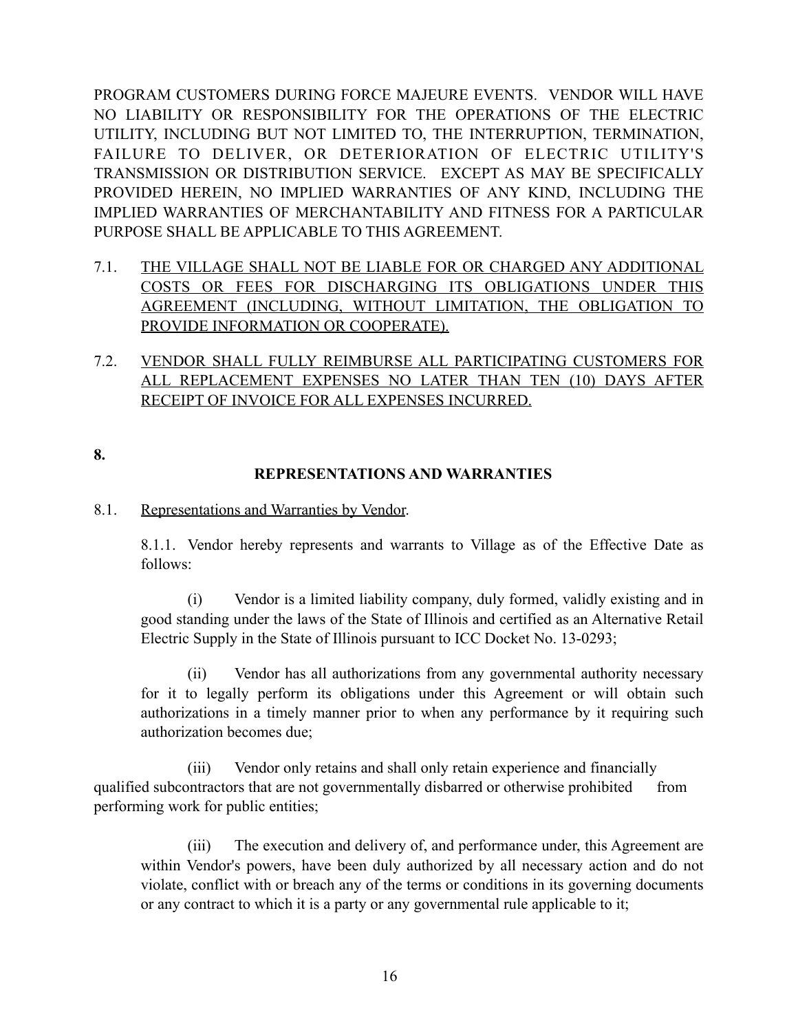PROGRAM CUSTOMERS DURING FORCE MAJEURE EVENTS. VENDOR WILL HAVE NO LIABILITY OR RESPONSIBILITY FOR THE OPERATIONS OF THE ELECTRIC UTILITY, INCLUDING BUT NOT LIMITED TO, THE INTERRUPTION, TERMINATION, FAILURE TO DELIVER, OR DETERIORATION OF ELECTRIC UTILITY'S TRANSMISSION OR DISTRIBUTION SERVICE. EXCEPT AS MAY BE SPECIFICALLY PROVIDED HEREIN, NO IMPLIED WARRANTIES OF ANY KIND, INCLUDING THE IMPLIED WARRANTIES OF MERCHANTABILITY AND FITNESS FOR A PARTICULAR PURPOSE SHALL BE APPLICABLE TO THIS AGREEMENT.

7.1. THE VILLAGE SHALL NOT BE LIABLE FOR OR CHARGED ANY ADDITIONAL COSTS OR FEES FOR DISCHARGING ITS OBLIGATIONS UNDER THIS AGREEMENT (INCLUDING, WITHOUT LIMITATION, THE OBLIGATION TO PROVIDE INFORMATION OR COOPERATE).

7.2. VENDOR SHALL FULLY REIMBURSE ALL PARTICIPATING CUSTOMERS FOR ALL REPLACEMENT EXPENSES NO LATER THAN TEN (10) DAYS AFTER RECEIPT OF INVOICE FOR ALL EXPENSES INCURRED.

**8.**

## REPRESENTATIONS AND WARRANTIES

8.1. Representations and Warranties by Vendor.

8.1.1. Vendor hereby represents and warrants to Village as of the Effective Date as follows:

(i) Vendor is a limited liability company, duly formed, validly existing and in good standing under the laws of the State of Illinois and certified as an Alternative Retail Electric Supply in the State of Illinois pursuant to ICC Docket No. 13-0293;

(ii) Vendor has all authorizations from any governmental authority necessary for it to legally perform its obligations under this Agreement or will obtain such authorizations in a timely manner prior to when any performance by it requiring such authorization becomes due;

(iii) Vendor only retains and shall only retain experience and financially qualified subcontractors that are not governmentally disbarred or otherwise prohibited from performing work for public entities;

(iii) The execution and delivery of, and performance under, this Agreement are within Vendor's powers, have been duly authorized by all necessary action and do not violate, conflict with or breach any of the terms or conditions in its governing documents or any contract to which it is a party or any governmental rule applicable to it;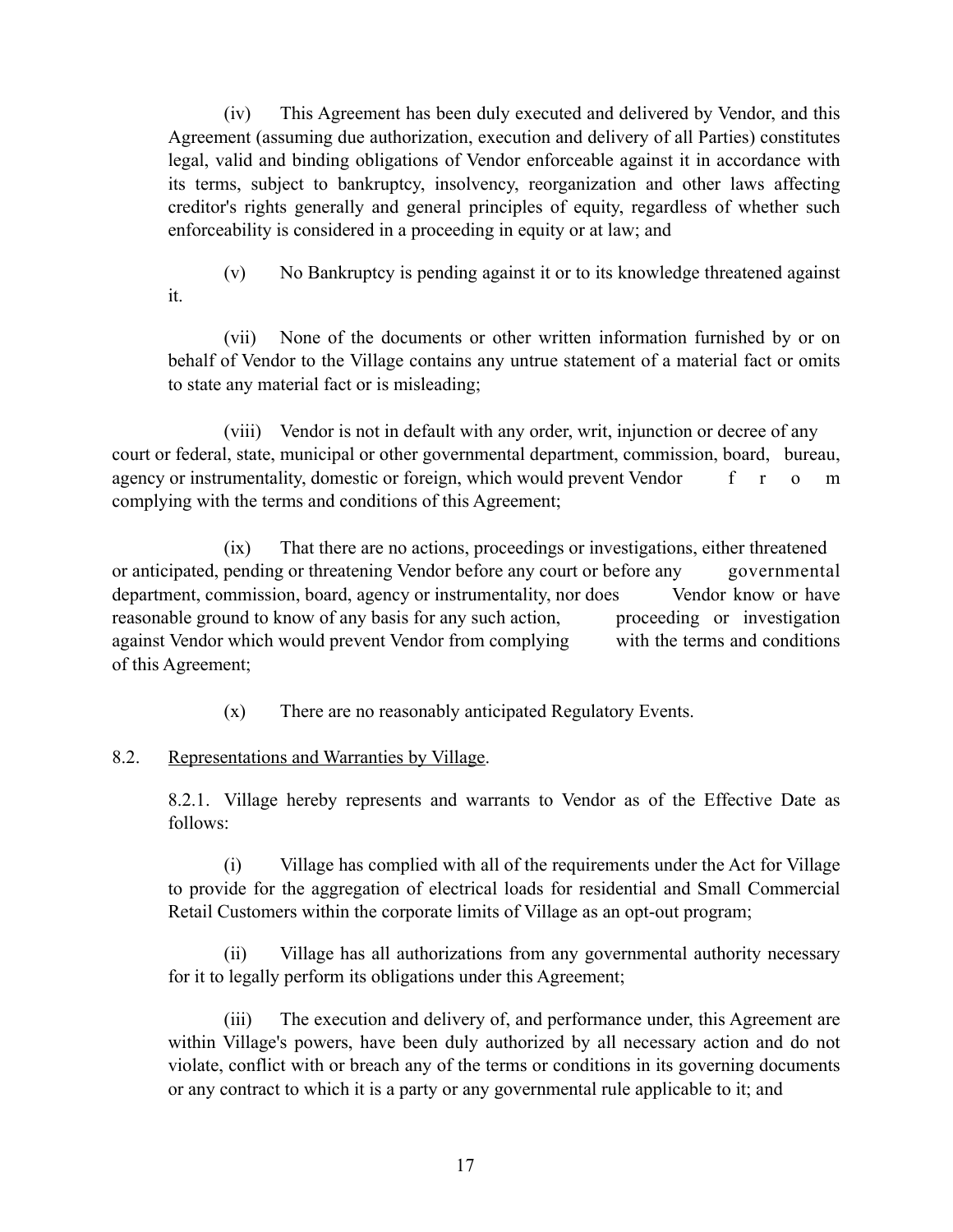(iv) This Agreement has been duly executed and delivered by Vendor, and this Agreement (assuming due authorization, execution and delivery of all Parties) constitutes legal, valid and binding obligations of Vendor enforceable against it in accordance with its terms, subject to bankruptcy, insolvency, reorganization and other laws affecting creditor's rights generally and general principles of equity, regardless of whether such enforceability is considered in a proceeding in equity or at law; and

(v) No Bankruptcy is pending against it or to its knowledge threatened against it.

(vii) None of the documents or other written information furnished by or on behalf of Vendor to the Village contains any untrue statement of a material fact or omits to state any material fact or is misleading;

(viii) Vendor is not in default with any order, writ, injunction or decree of any court or federal, state, municipal or other governmental department, commission, board, bureau, agency or instrumentality, domestic or foreign, which would prevent Vendor from complying with the terms and conditions of this Agreement;

(ix) That there are no actions, proceedings or investigations, either threatened or anticipated, pending or threatening Vendor before any court or before any governmental department, commission, board, agency or instrumentality, nor does Vendor know or have reasonable ground to know of any basis for any such action, proceeding or investigation against Vendor which would prevent Vendor from complying with the terms and conditions of this Agreement;

(x) There are no reasonably anticipated Regulatory Events.

8.2. Representations and Warranties by Village.

8.2.1. Village hereby represents and warrants to Vendor as of the Effective Date as follows:

(i) Village has complied with all of the requirements under the Act for Village to provide for the aggregation of electrical loads for residential and Small Commercial Retail Customers within the corporate limits of Village as an opt-out program;

(ii) Village has all authorizations from any governmental authority necessary for it to legally perform its obligations under this Agreement;

(iii) The execution and delivery of, and performance under, this Agreement are within Village's powers, have been duly authorized by all necessary action and do not violate, conflict with or breach any of the terms or conditions in its governing documents or any contract to which it is a party or any governmental rule applicable to it; and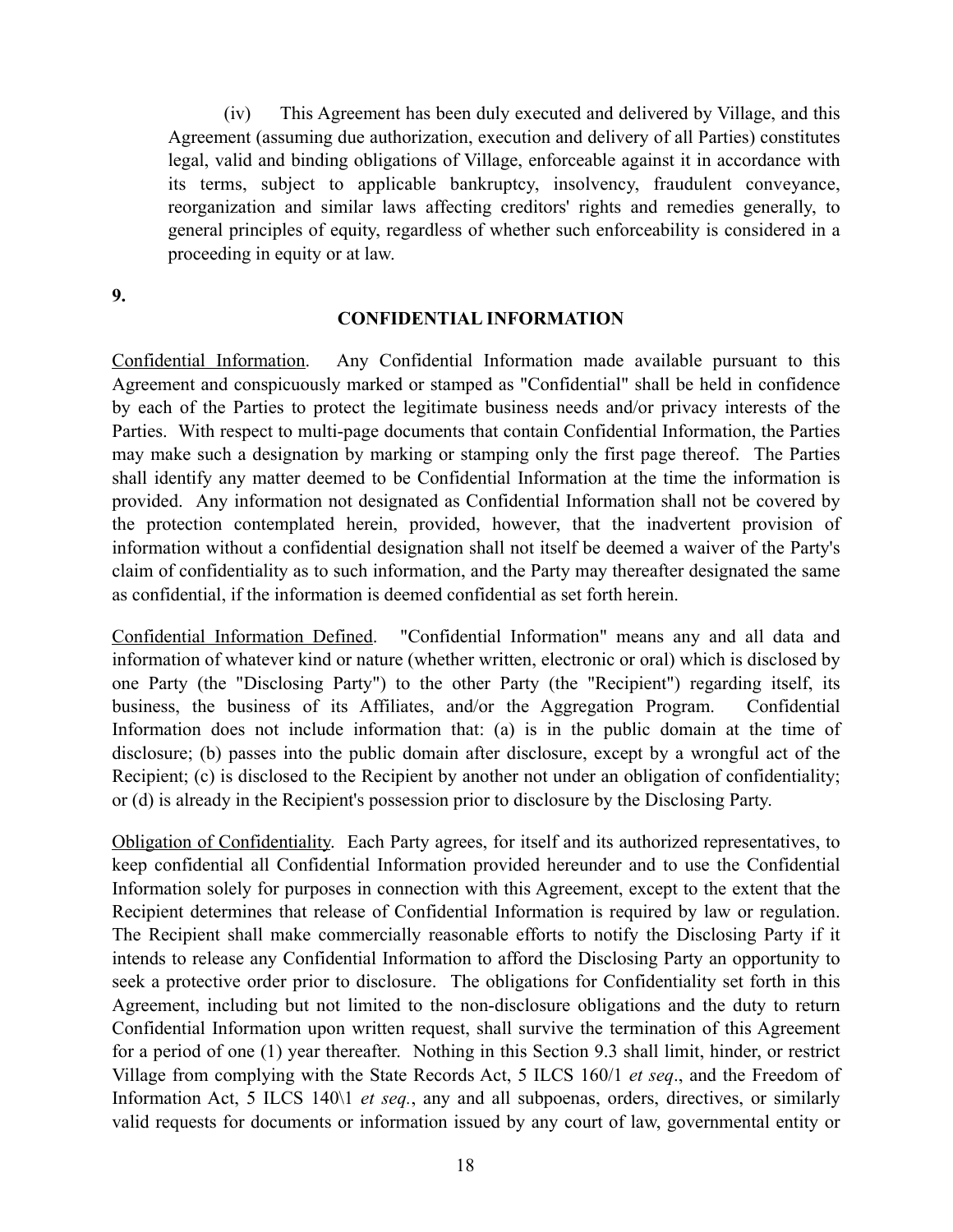(iv) This Agreement has been duly executed and delivered by Village, and this Agreement (assuming due authorization, execution and delivery of all Parties) constitutes legal, valid and binding obligations of Village, enforceable against it in accordance with its terms, subject to applicable bankruptcy, insolvency, fraudulent conveyance, reorganization and similar laws affecting creditors' rights and remedies generally, to general principles of equity, regardless of whether such enforceability is considered in a proceeding in equity or at law.

**9.**

## CONFIDENTIAL INFORMATION

Confidential Information. Any Confidential Information made available pursuant to this Agreement and conspicuously marked or stamped as "Confidential" shall be held in confidence by each of the Parties to protect the legitimate business needs and/or privacy interests of the Parties. With respect to multi-page documents that contain Confidential Information, the Parties may make such a designation by marking or stamping only the first page thereof. The Parties shall identify any matter deemed to be Confidential Information at the time the information is provided. Any information not designated as Confidential Information shall not be covered by the protection contemplated herein, provided, however, that the inadvertent provision of information without a confidential designation shall not itself be deemed a waiver of the Party's claim of confidentiality as to such information, and the Party may thereafter designated the same as confidential, if the information is deemed confidential as set forth herein.

Confidential Information Defined. "Confidential Information" means any and all data and information of whatever kind or nature (whether written, electronic or oral) which is disclosed by one Party (the "Disclosing Party") to the other Party (the "Recipient") regarding itself, its business, the business of its Affiliates, and/or the Aggregation Program. Confidential Information does not include information that: (a) is in the public domain at the time of disclosure; (b) passes into the public domain after disclosure, except by a wrongful act of the Recipient; (c) is disclosed to the Recipient by another not under an obligation of confidentiality; or (d) is already in the Recipient's possession prior to disclosure by the Disclosing Party.

Obligation of Confidentiality. Each Party agrees, for itself and its authorized representatives, to keep confidential all Confidential Information provided hereunder and to use the Confidential Information solely for purposes in connection with this Agreement, except to the extent that the Recipient determines that release of Confidential Information is required by law or regulation. The Recipient shall make commercially reasonable efforts to notify the Disclosing Party if it intends to release any Confidential Information to afford the Disclosing Party an opportunity to seek a protective order prior to disclosure. The obligations for Confidentiality set forth in this Agreement, including but not limited to the non-disclosure obligations and the duty to return Confidential Information upon written request, shall survive the termination of this Agreement for a period of one (1) year thereafter. Nothing in this Section 9.3 shall limit, hinder, or restrict Village from complying with the State Records Act, 5 ILCS 160/1 *et seq*., and the Freedom of Information Act, 5 ILCS 140\1 *et seq.*, any and all subpoenas, orders, directives, or similarly valid requests for documents or information issued by any court of law, governmental entity or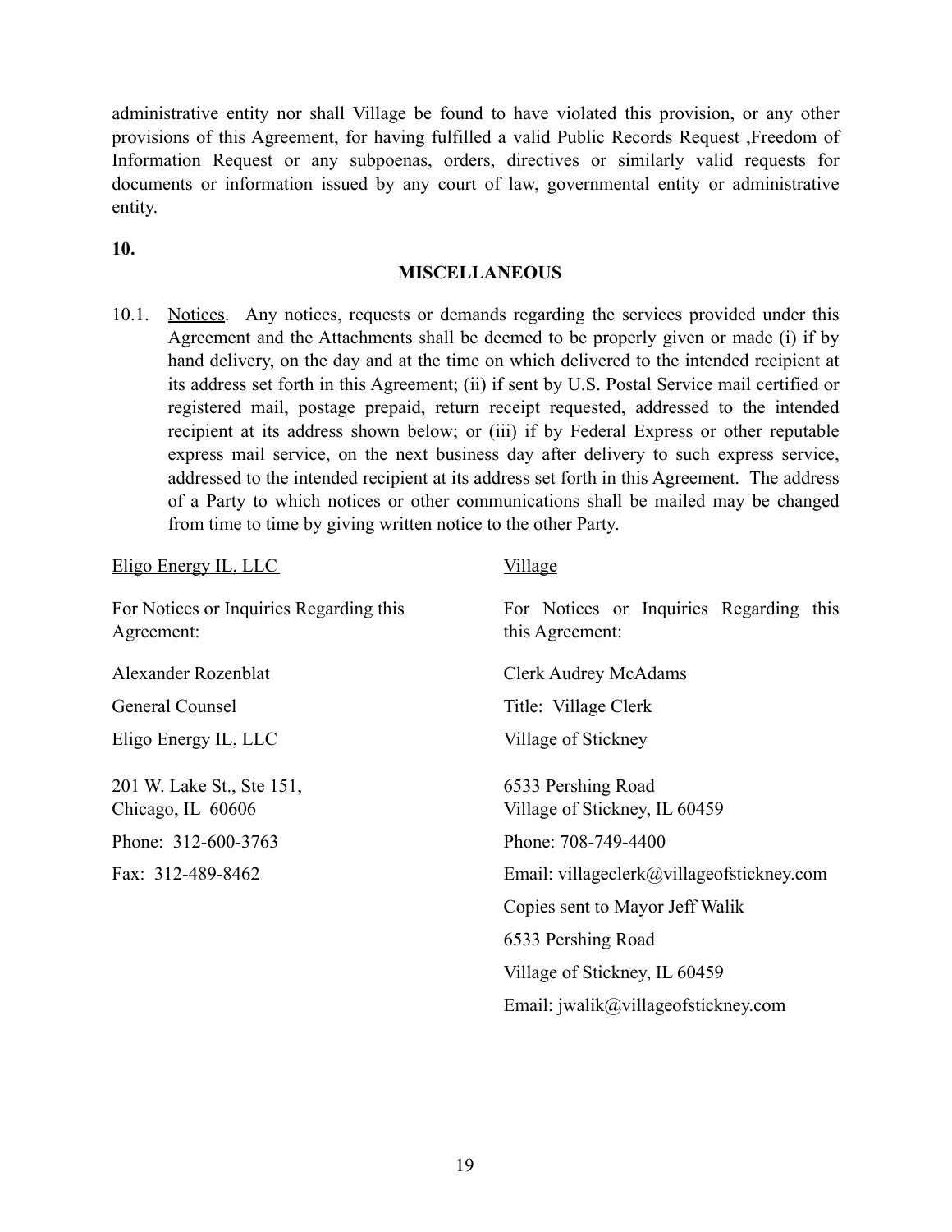administrative entity nor shall Village be found to have violated this provision, or any other provisions of this Agreement, for having fulfilled a valid Public Records Request ,Freedom of Information Request or any subpoenas, orders, directives or similarly valid requests for documents or information issued by any court of law, governmental entity or administrative entity.

**10.**

## MISCELLANEOUS

10.1. Notices. Any notices, requests or demands regarding the services provided under this Agreement and the Attachments shall be deemed to be properly given or made (i) if by hand delivery, on the day and at the time on which delivered to the intended recipient at its address set forth in this Agreement; (ii) if sent by U.S. Postal Service mail certified or registered mail, postage prepaid, return receipt requested, addressed to the intended recipient at its address shown below; or (iii) if by Federal Express or other reputable express mail service, on the next business day after delivery to such express service, addressed to the intended recipient at its address set forth in this Agreement. The address of a Party to which notices or other communications shall be mailed may be changed from time to time by giving written notice to the other Party.

Eligo Energy IL, LLC

For Notices or Inquiries Regarding this Agreement:

Alexander Rozenblat

General Counsel

Eligo Energy IL, LLC

201 W. Lake St., Ste 151,
Chicago, IL 60606

Phone: 312-600-3763

Fax: 312-489-8462

Village

For Notices or Inquiries Regarding this this Agreement:

Clerk Audrey McAdams

Title: Village Clerk

Village of Stickney

6533 Pershing Road
Village of Stickney, IL 60459

Phone: 708-749-4400

Email: villageclerk@villageofstickney.com

Copies sent to Mayor Jeff Walik

6533 Pershing Road

Village of Stickney, IL 60459

Email: jwalik@villageofstickney.com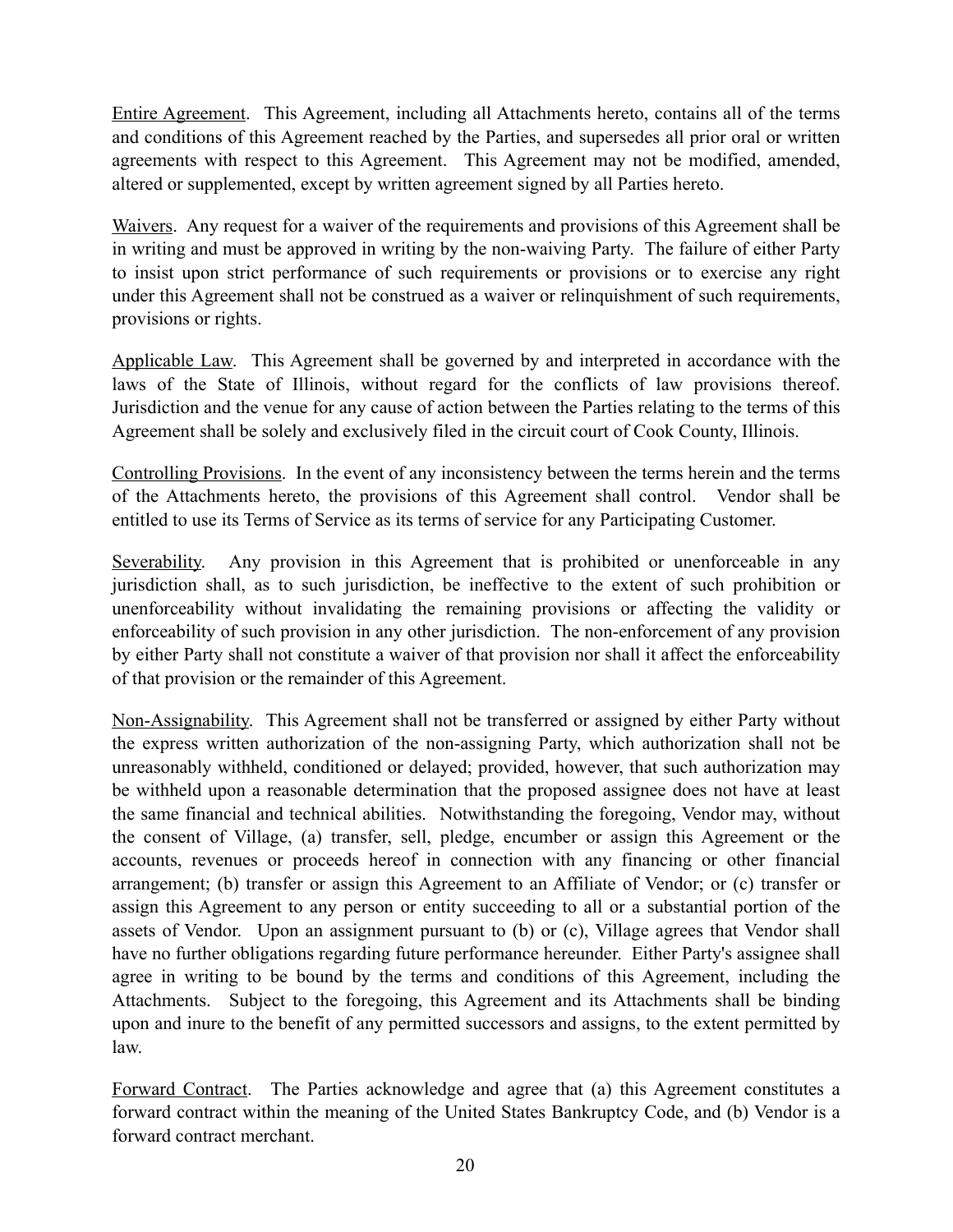<u>Entire Agreement</u>. This Agreement, including all Attachments hereto, contains all of the terms and conditions of this Agreement reached by the Parties, and supersedes all prior oral or written agreements with respect to this Agreement. This Agreement may not be modified, amended, altered or supplemented, except by written agreement signed by all Parties hereto.

<u>Waivers</u>. Any request for a waiver of the requirements and provisions of this Agreement shall be in writing and must be approved in writing by the non-waiving Party. The failure of either Party to insist upon strict performance of such requirements or provisions or to exercise any right under this Agreement shall not be construed as a waiver or relinquishment of such requirements, provisions or rights.

<u>Applicable Law</u>. This Agreement shall be governed by and interpreted in accordance with the laws of the State of Illinois, without regard for the conflicts of law provisions thereof. Jurisdiction and the venue for any cause of action between the Parties relating to the terms of this Agreement shall be solely and exclusively filed in the circuit court of Cook County, Illinois.

<u>Controlling Provisions</u>. In the event of any inconsistency between the terms herein and the terms of the Attachments hereto, the provisions of this Agreement shall control. Vendor shall be entitled to use its Terms of Service as its terms of service for any Participating Customer.

<u>Severability</u>. Any provision in this Agreement that is prohibited or unenforceable in any jurisdiction shall, as to such jurisdiction, be ineffective to the extent of such prohibition or unenforceability without invalidating the remaining provisions or affecting the validity or enforceability of such provision in any other jurisdiction. The non-enforcement of any provision by either Party shall not constitute a waiver of that provision nor shall it affect the enforceability of that provision or the remainder of this Agreement.

<u>Non-Assignability</u>. This Agreement shall not be transferred or assigned by either Party without the express written authorization of the non-assigning Party, which authorization shall not be unreasonably withheld, conditioned or delayed; provided, however, that such authorization may be withheld upon a reasonable determination that the proposed assignee does not have at least the same financial and technical abilities. Notwithstanding the foregoing, Vendor may, without the consent of Village, (a) transfer, sell, pledge, encumber or assign this Agreement or the accounts, revenues or proceeds hereof in connection with any financing or other financial arrangement; (b) transfer or assign this Agreement to an Affiliate of Vendor; or (c) transfer or assign this Agreement to any person or entity succeeding to all or a substantial portion of the assets of Vendor. Upon an assignment pursuant to (b) or (c), Village agrees that Vendor shall have no further obligations regarding future performance hereunder. Either Party's assignee shall agree in writing to be bound by the terms and conditions of this Agreement, including the Attachments. Subject to the foregoing, this Agreement and its Attachments shall be binding upon and inure to the benefit of any permitted successors and assigns, to the extent permitted by law.

<u>Forward Contract</u>. The Parties acknowledge and agree that (a) this Agreement constitutes a forward contract within the meaning of the United States Bankruptcy Code, and (b) Vendor is a forward contract merchant.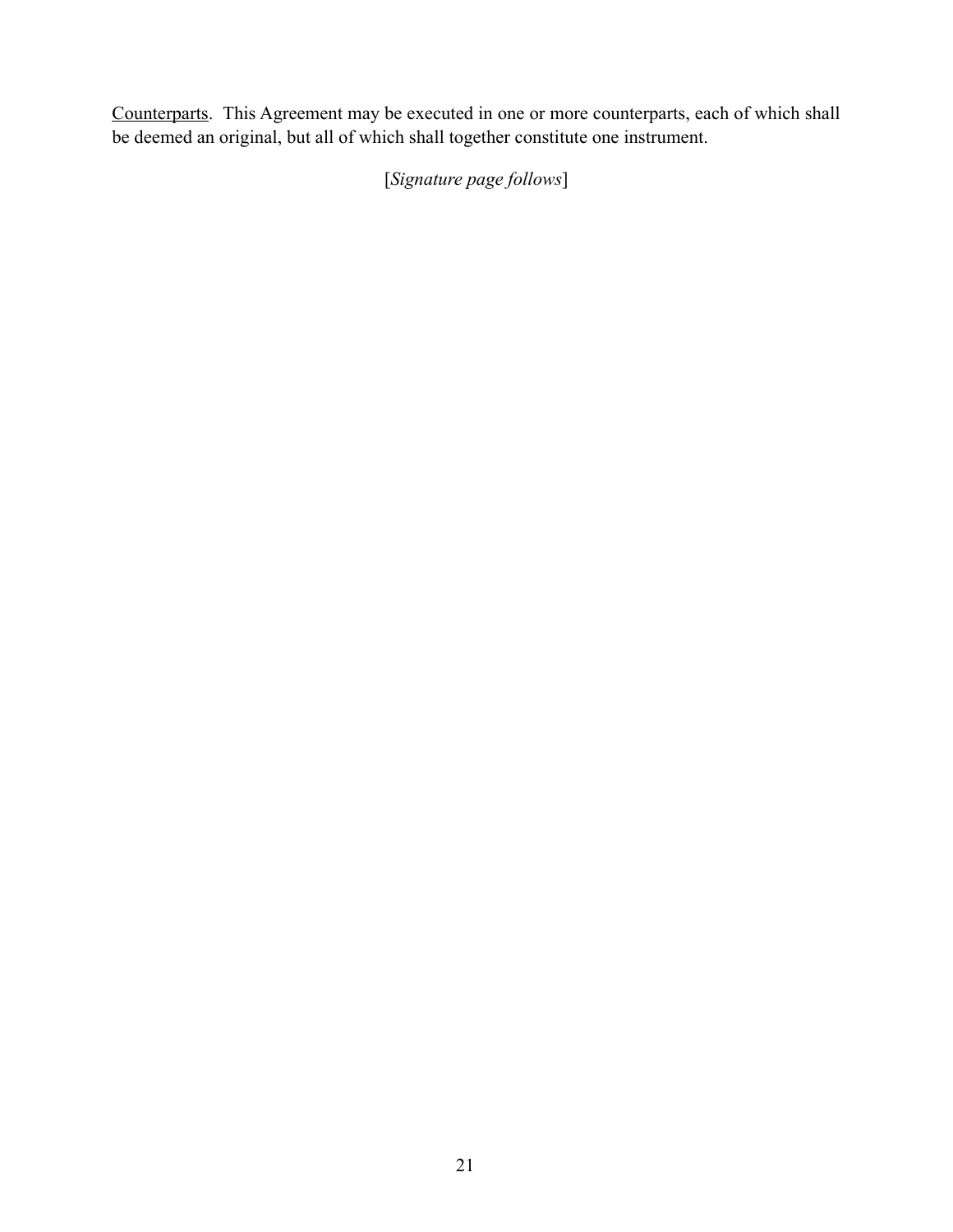<u>Counterparts</u>. This Agreement may be executed in one or more counterparts, each of which shall be deemed an original, but all of which shall together constitute one instrument.

[*Signature page follows*]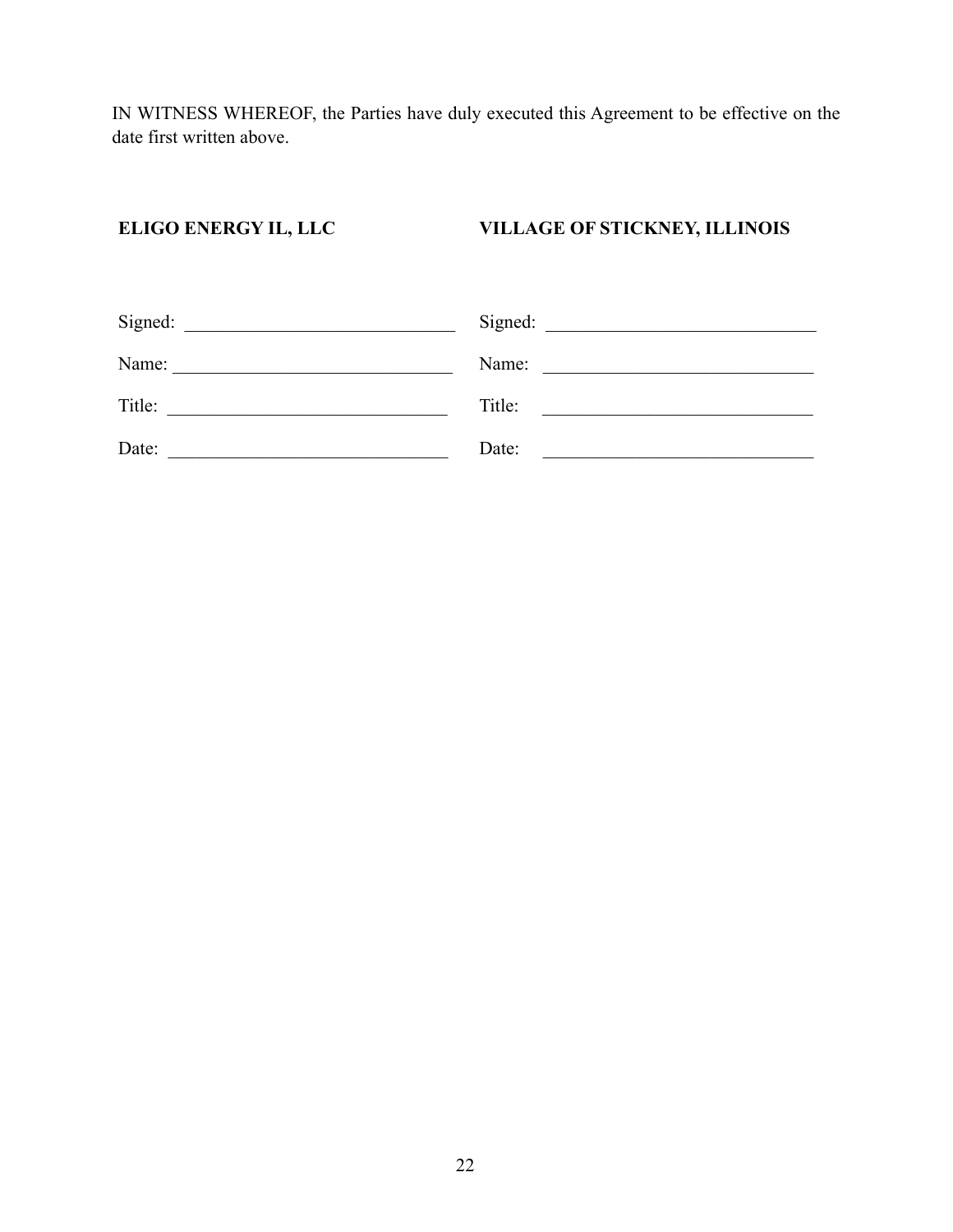IN WITNESS WHEREOF, the Parties have duly executed this Agreement to be effective on the date first written above.

| **ELIGO ENERGY IL, LLC** | **VILLAGE OF STICKNEY, ILLINOIS** |
|---|---|
| Signed: ____________________________ | Signed: ____________________________ |
| Name: ____________________________ | Name: ____________________________ |
| Title: ____________________________ | Title: ____________________________ |
| Date: ____________________________ | Date: ____________________________ |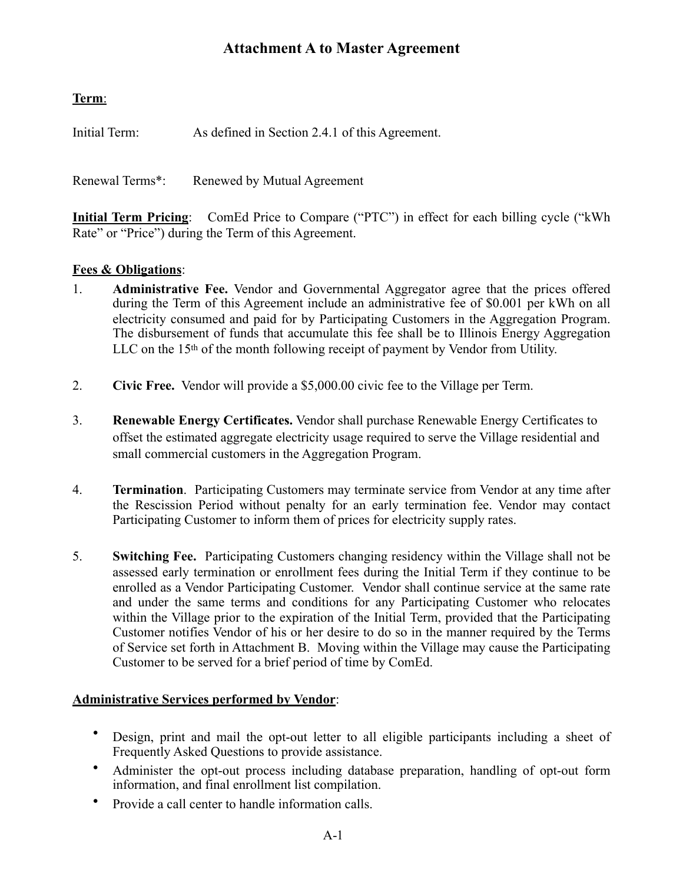# Attachment A to Master Agreement

**Term**:

Initial Term: As defined in Section 2.4.1 of this Agreement.

Renewal Terms*: Renewed by Mutual Agreement

**Initial Term Pricing**: ComEd Price to Compare ("PTC") in effect for each billing cycle ("kWh Rate" or "Price") during the Term of this Agreement.

**Fees & Obligations**:

1. **Administrative Fee.** Vendor and Governmental Aggregator agree that the prices offered during the Term of this Agreement include an administrative fee of $0.001 per kWh on all electricity consumed and paid for by Participating Customers in the Aggregation Program. The disbursement of funds that accumulate this fee shall be to Illinois Energy Aggregation LLC on the 15th of the month following receipt of payment by Vendor from Utility.

2. **Civic Free.** Vendor will provide a $5,000.00 civic fee to the Village per Term.

3. **Renewable Energy Certificates.** Vendor shall purchase Renewable Energy Certificates to offset the estimated aggregate electricity usage required to serve the Village residential and small commercial customers in the Aggregation Program.

4. **Termination**. Participating Customers may terminate service from Vendor at any time after the Rescission Period without penalty for an early termination fee. Vendor may contact Participating Customer to inform them of prices for electricity supply rates.

5. **Switching Fee.** Participating Customers changing residency within the Village shall not be assessed early termination or enrollment fees during the Initial Term if they continue to be enrolled as a Vendor Participating Customer. Vendor shall continue service at the same rate and under the same terms and conditions for any Participating Customer who relocates within the Village prior to the expiration of the Initial Term, provided that the Participating Customer notifies Vendor of his or her desire to do so in the manner required by the Terms of Service set forth in Attachment B. Moving within the Village may cause the Participating Customer to be served for a brief period of time by ComEd.

**Administrative Services performed by Vendor**:

- Design, print and mail the opt-out letter to all eligible participants including a sheet of Frequently Asked Questions to provide assistance.
- Administer the opt-out process including database preparation, handling of opt-out form information, and final enrollment list compilation.
- Provide a call center to handle information calls.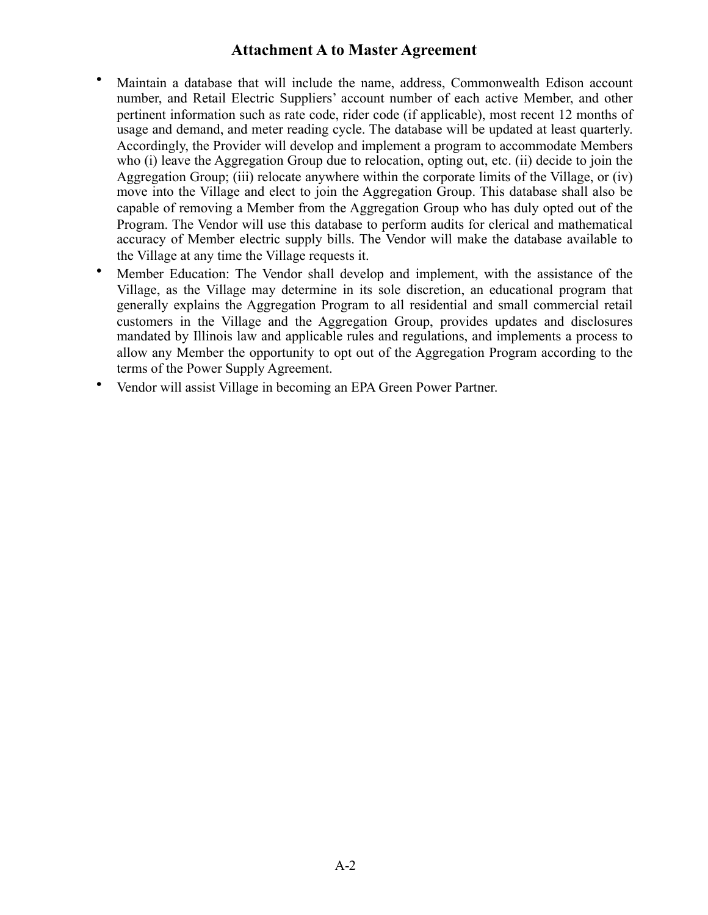## Attachment A to Master Agreement

- Maintain a database that will include the name, address, Commonwealth Edison account number, and Retail Electric Suppliers' account number of each active Member, and other pertinent information such as rate code, rider code (if applicable), most recent 12 months of usage and demand, and meter reading cycle. The database will be updated at least quarterly. Accordingly, the Provider will develop and implement a program to accommodate Members who (i) leave the Aggregation Group due to relocation, opting out, etc. (ii) decide to join the Aggregation Group; (iii) relocate anywhere within the corporate limits of the Village, or (iv) move into the Village and elect to join the Aggregation Group. This database shall also be capable of removing a Member from the Aggregation Group who has duly opted out of the Program. The Vendor will use this database to perform audits for clerical and mathematical accuracy of Member electric supply bills. The Vendor will make the database available to the Village at any time the Village requests it.
- Member Education: The Vendor shall develop and implement, with the assistance of the Village, as the Village may determine in its sole discretion, an educational program that generally explains the Aggregation Program to all residential and small commercial retail customers in the Village and the Aggregation Group, provides updates and disclosures mandated by Illinois law and applicable rules and regulations, and implements a process to allow any Member the opportunity to opt out of the Aggregation Program according to the terms of the Power Supply Agreement.
- Vendor will assist Village in becoming an EPA Green Power Partner.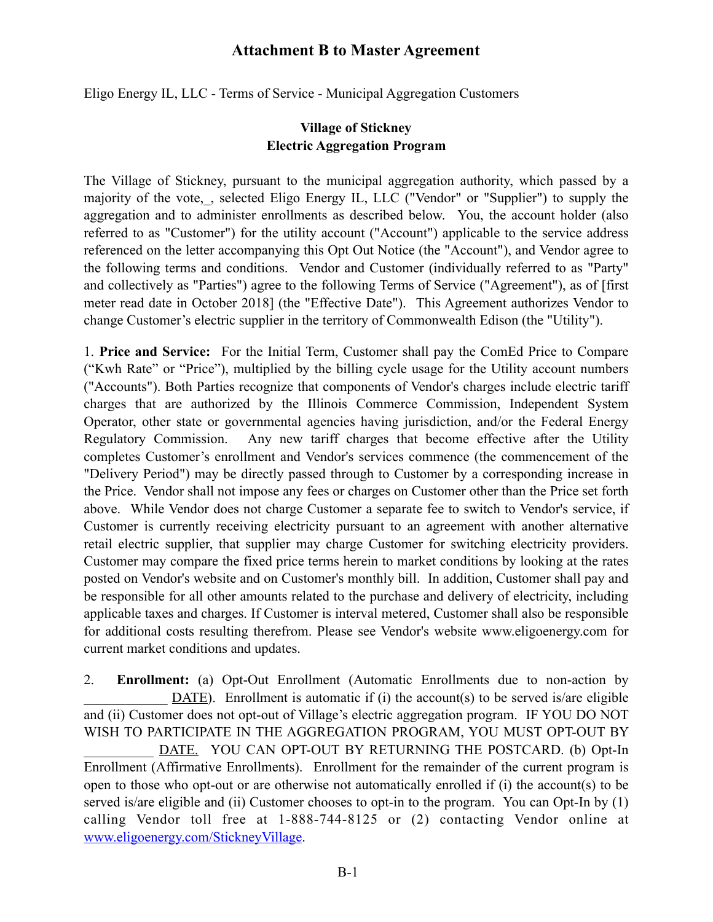## Attachment B to Master Agreement

Eligo Energy IL, LLC - Terms of Service - Municipal Aggregation Customers

### Village of Stickney
### Electric Aggregation Program

The Village of Stickney, pursuant to the municipal aggregation authority, which passed by a majority of the vote,_, selected Eligo Energy IL, LLC ("Vendor" or "Supplier") to supply the aggregation and to administer enrollments as described below. You, the account holder (also referred to as "Customer") for the utility account ("Account") applicable to the service address referenced on the letter accompanying this Opt Out Notice (the "Account"), and Vendor agree to the following terms and conditions. Vendor and Customer (individually referred to as "Party" and collectively as "Parties") agree to the following Terms of Service ("Agreement"), as of [first meter read date in October 2018] (the "Effective Date"). This Agreement authorizes Vendor to change Customer's electric supplier in the territory of Commonwealth Edison (the "Utility").

1. **Price and Service:** For the Initial Term, Customer shall pay the ComEd Price to Compare ("Kwh Rate" or "Price"), multiplied by the billing cycle usage for the Utility account numbers ("Accounts"). Both Parties recognize that components of Vendor's charges include electric tariff charges that are authorized by the Illinois Commerce Commission, Independent System Operator, other state or governmental agencies having jurisdiction, and/or the Federal Energy Regulatory Commission. Any new tariff charges that become effective after the Utility completes Customer's enrollment and Vendor's services commence (the commencement of the "Delivery Period") may be directly passed through to Customer by a corresponding increase in the Price. Vendor shall not impose any fees or charges on Customer other than the Price set forth above. While Vendor does not charge Customer a separate fee to switch to Vendor's service, if Customer is currently receiving electricity pursuant to an agreement with another alternative retail electric supplier, that supplier may charge Customer for switching electricity providers. Customer may compare the fixed price terms herein to market conditions by looking at the rates posted on Vendor's website and on Customer's monthly bill. In addition, Customer shall pay and be responsible for all other amounts related to the purchase and delivery of electricity, including applicable taxes and charges. If Customer is interval metered, Customer shall also be responsible for additional costs resulting therefrom. Please see Vendor's website www.eligoenergy.com for current market conditions and updates.

2. **Enrollment:** (a) Opt-Out Enrollment (Automatic Enrollments due to non-action by ____________ DATE). Enrollment is automatic if (i) the account(s) to be served is/are eligible and (ii) Customer does not opt-out of Village's electric aggregation program. IF YOU DO NOT WISH TO PARTICIPATE IN THE AGGREGATION PROGRAM, YOU MUST OPT-OUT BY __________ DATE. YOU CAN OPT-OUT BY RETURNING THE POSTCARD. (b) Opt-In Enrollment (Affirmative Enrollments). Enrollment for the remainder of the current program is open to those who opt-out or are otherwise not automatically enrolled if (i) the account(s) to be served is/are eligible and (ii) Customer chooses to opt-in to the program. You can Opt-In by (1) calling Vendor toll free at 1-888-744-8125 or (2) contacting Vendor online at www.eligoenergy.com/StickneyVillage.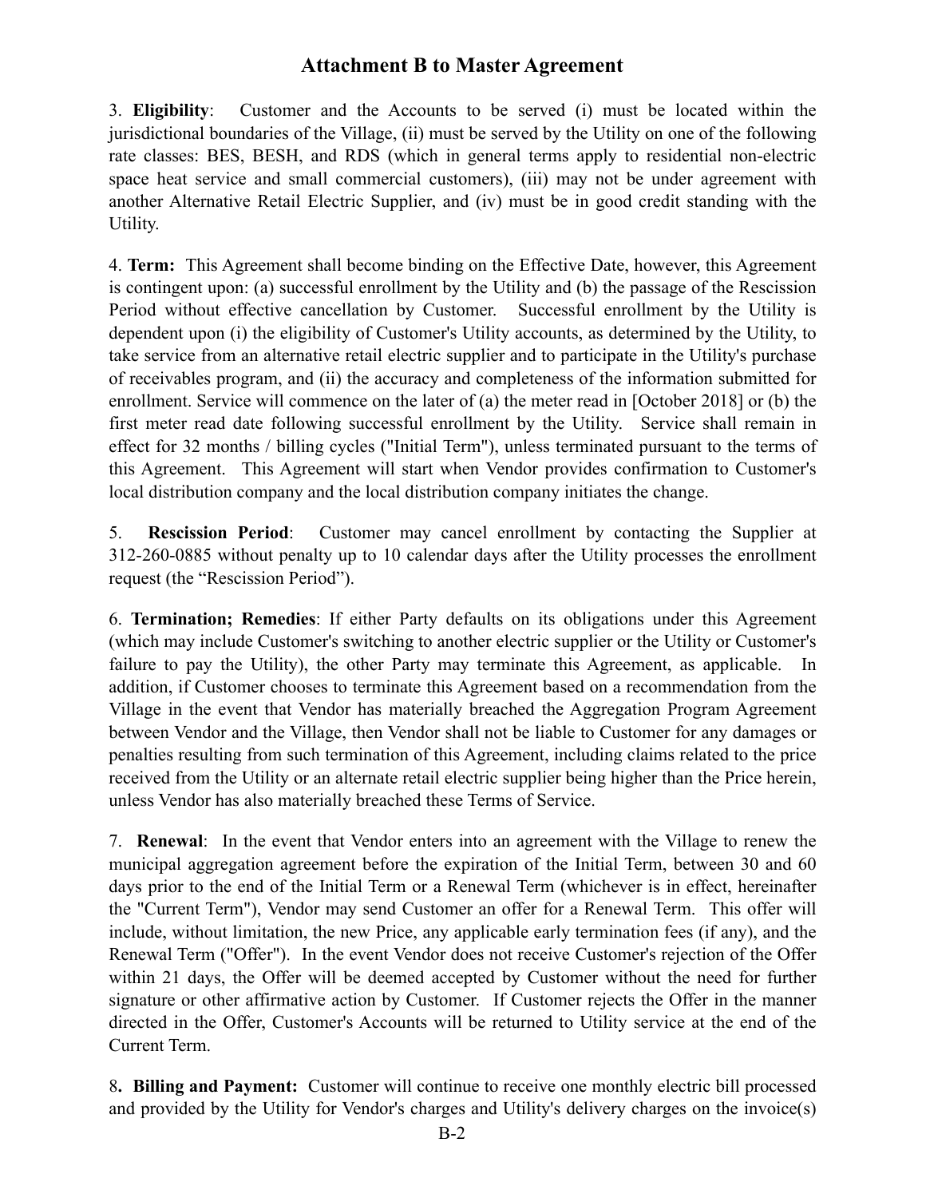## Attachment B to Master Agreement

3. **Eligibility**: Customer and the Accounts to be served (i) must be located within the jurisdictional boundaries of the Village, (ii) must be served by the Utility on one of the following rate classes: BES, BESH, and RDS (which in general terms apply to residential non-electric space heat service and small commercial customers), (iii) may not be under agreement with another Alternative Retail Electric Supplier, and (iv) must be in good credit standing with the Utility.

4. **Term:** This Agreement shall become binding on the Effective Date, however, this Agreement is contingent upon: (a) successful enrollment by the Utility and (b) the passage of the Rescission Period without effective cancellation by Customer. Successful enrollment by the Utility is dependent upon (i) the eligibility of Customer's Utility accounts, as determined by the Utility, to take service from an alternative retail electric supplier and to participate in the Utility's purchase of receivables program, and (ii) the accuracy and completeness of the information submitted for enrollment. Service will commence on the later of (a) the meter read in [October 2018] or (b) the first meter read date following successful enrollment by the Utility. Service shall remain in effect for 32 months / billing cycles ("Initial Term"), unless terminated pursuant to the terms of this Agreement. This Agreement will start when Vendor provides confirmation to Customer's local distribution company and the local distribution company initiates the change.

5. **Rescission Period**: Customer may cancel enrollment by contacting the Supplier at 312-260-0885 without penalty up to 10 calendar days after the Utility processes the enrollment request (the "Rescission Period").

6. **Termination; Remedies**: If either Party defaults on its obligations under this Agreement (which may include Customer's switching to another electric supplier or the Utility or Customer's failure to pay the Utility), the other Party may terminate this Agreement, as applicable. In addition, if Customer chooses to terminate this Agreement based on a recommendation from the Village in the event that Vendor has materially breached the Aggregation Program Agreement between Vendor and the Village, then Vendor shall not be liable to Customer for any damages or penalties resulting from such termination of this Agreement, including claims related to the price received from the Utility or an alternate retail electric supplier being higher than the Price herein, unless Vendor has also materially breached these Terms of Service.

7. **Renewal**: In the event that Vendor enters into an agreement with the Village to renew the municipal aggregation agreement before the expiration of the Initial Term, between 30 and 60 days prior to the end of the Initial Term or a Renewal Term (whichever is in effect, hereinafter the "Current Term"), Vendor may send Customer an offer for a Renewal Term. This offer will include, without limitation, the new Price, any applicable early termination fees (if any), and the Renewal Term ("Offer"). In the event Vendor does not receive Customer's rejection of the Offer within 21 days, the Offer will be deemed accepted by Customer without the need for further signature or other affirmative action by Customer. If Customer rejects the Offer in the manner directed in the Offer, Customer's Accounts will be returned to Utility service at the end of the Current Term.

8**. Billing and Payment:** Customer will continue to receive one monthly electric bill processed and provided by the Utility for Vendor's charges and Utility's delivery charges on the invoice(s)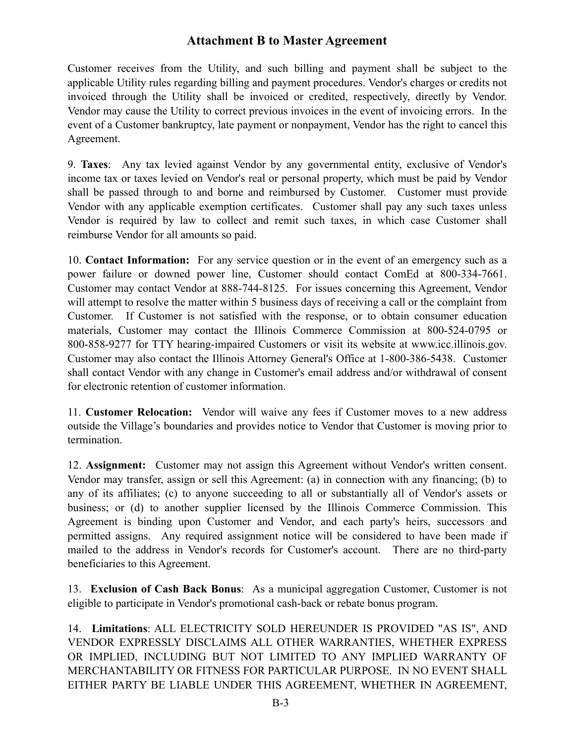## Attachment B to Master Agreement

Customer receives from the Utility, and such billing and payment shall be subject to the applicable Utility rules regarding billing and payment procedures. Vendor's charges or credits not invoiced through the Utility shall be invoiced or credited, respectively, directly by Vendor. Vendor may cause the Utility to correct previous invoices in the event of invoicing errors. In the event of a Customer bankruptcy, late payment or nonpayment, Vendor has the right to cancel this Agreement.

9. **Taxes**: Any tax levied against Vendor by any governmental entity, exclusive of Vendor's income tax or taxes levied on Vendor's real or personal property, which must be paid by Vendor shall be passed through to and borne and reimbursed by Customer. Customer must provide Vendor with any applicable exemption certificates. Customer shall pay any such taxes unless Vendor is required by law to collect and remit such taxes, in which case Customer shall reimburse Vendor for all amounts so paid.

10. **Contact Information:** For any service question or in the event of an emergency such as a power failure or downed power line, Customer should contact ComEd at 800-334-7661. Customer may contact Vendor at 888-744-8125. For issues concerning this Agreement, Vendor will attempt to resolve the matter within 5 business days of receiving a call or the complaint from Customer. If Customer is not satisfied with the response, or to obtain consumer education materials, Customer may contact the Illinois Commerce Commission at 800-524-0795 or 800-858-9277 for TTY hearing-impaired Customers or visit its website at www.icc.illinois.gov. Customer may also contact the Illinois Attorney General's Office at 1-800-386-5438. Customer shall contact Vendor with any change in Customer's email address and/or withdrawal of consent for electronic retention of customer information.

11. **Customer Relocation:** Vendor will waive any fees if Customer moves to a new address outside the Village's boundaries and provides notice to Vendor that Customer is moving prior to termination.

12. **Assignment:** Customer may not assign this Agreement without Vendor's written consent. Vendor may transfer, assign or sell this Agreement: (a) in connection with any financing; (b) to any of its affiliates; (c) to anyone succeeding to all or substantially all of Vendor's assets or business; or (d) to another supplier licensed by the Illinois Commerce Commission. This Agreement is binding upon Customer and Vendor, and each party's heirs, successors and permitted assigns. Any required assignment notice will be considered to have been made if mailed to the address in Vendor's records for Customer's account. There are no third-party beneficiaries to this Agreement.

13. **Exclusion of Cash Back Bonus**: As a municipal aggregation Customer, Customer is not eligible to participate in Vendor's promotional cash-back or rebate bonus program.

14. **Limitations**: ALL ELECTRICITY SOLD HEREUNDER IS PROVIDED "AS IS", AND VENDOR EXPRESSLY DISCLAIMS ALL OTHER WARRANTIES, WHETHER EXPRESS OR IMPLIED, INCLUDING BUT NOT LIMITED TO ANY IMPLIED WARRANTY OF MERCHANTABILITY OR FITNESS FOR PARTICULAR PURPOSE. IN NO EVENT SHALL EITHER PARTY BE LIABLE UNDER THIS AGREEMENT, WHETHER IN AGREEMENT,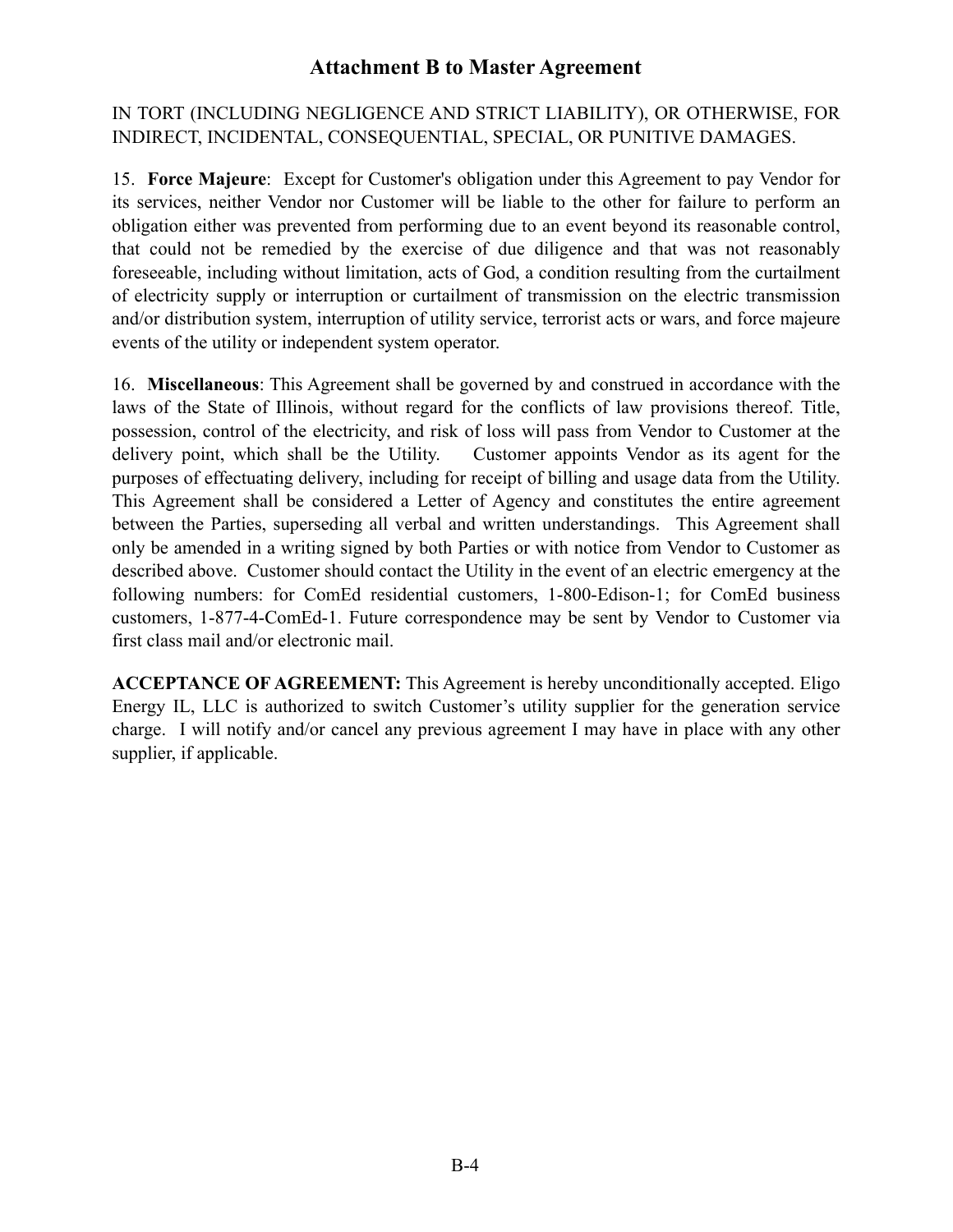IN TORT (INCLUDING NEGLIGENCE AND STRICT LIABILITY), OR OTHERWISE, FOR INDIRECT, INCIDENTAL, CONSEQUENTIAL, SPECIAL, OR PUNITIVE DAMAGES.

15. **Force Majeure**: Except for Customer's obligation under this Agreement to pay Vendor for its services, neither Vendor nor Customer will be liable to the other for failure to perform an obligation either was prevented from performing due to an event beyond its reasonable control, that could not be remedied by the exercise of due diligence and that was not reasonably foreseeable, including without limitation, acts of God, a condition resulting from the curtailment of electricity supply or interruption or curtailment of transmission on the electric transmission and/or distribution system, interruption of utility service, terrorist acts or wars, and force majeure events of the utility or independent system operator.

16. **Miscellaneous**: This Agreement shall be governed by and construed in accordance with the laws of the State of Illinois, without regard for the conflicts of law provisions thereof. Title, possession, control of the electricity, and risk of loss will pass from Vendor to Customer at the delivery point, which shall be the Utility. Customer appoints Vendor as its agent for the purposes of effectuating delivery, including for receipt of billing and usage data from the Utility. This Agreement shall be considered a Letter of Agency and constitutes the entire agreement between the Parties, superseding all verbal and written understandings. This Agreement shall only be amended in a writing signed by both Parties or with notice from Vendor to Customer as described above. Customer should contact the Utility in the event of an electric emergency at the following numbers: for ComEd residential customers, 1-800-Edison-1; for ComEd business customers, 1-877-4-ComEd-1. Future correspondence may be sent by Vendor to Customer via first class mail and/or electronic mail.

**ACCEPTANCE OF AGREEMENT:** This Agreement is hereby unconditionally accepted. Eligo Energy IL, LLC is authorized to switch Customer's utility supplier for the generation service charge. I will notify and/or cancel any previous agreement I may have in place with any other supplier, if applicable.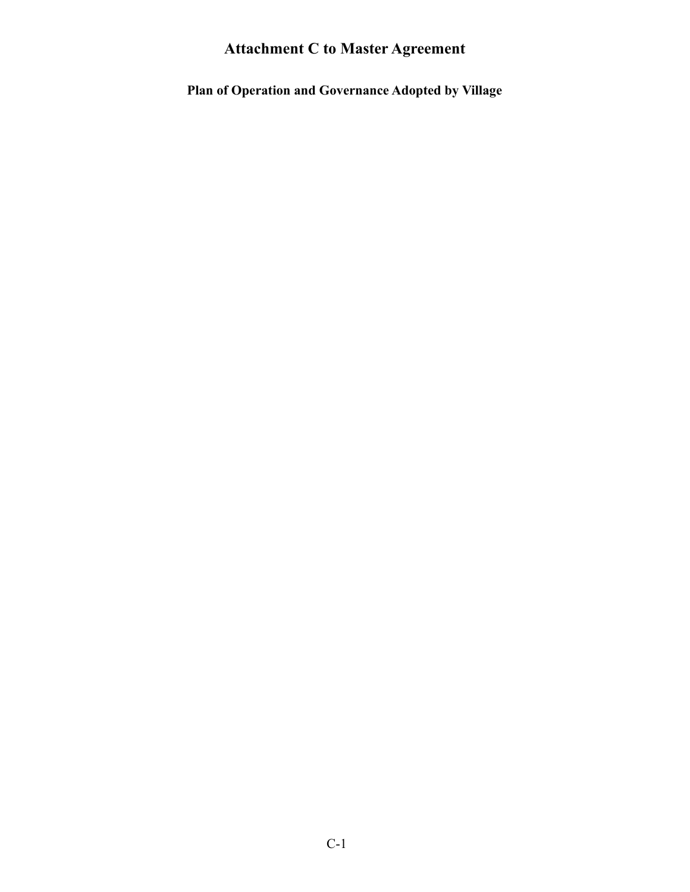# Attachment C to Master Agreement

## Plan of Operation and Governance Adopted by Village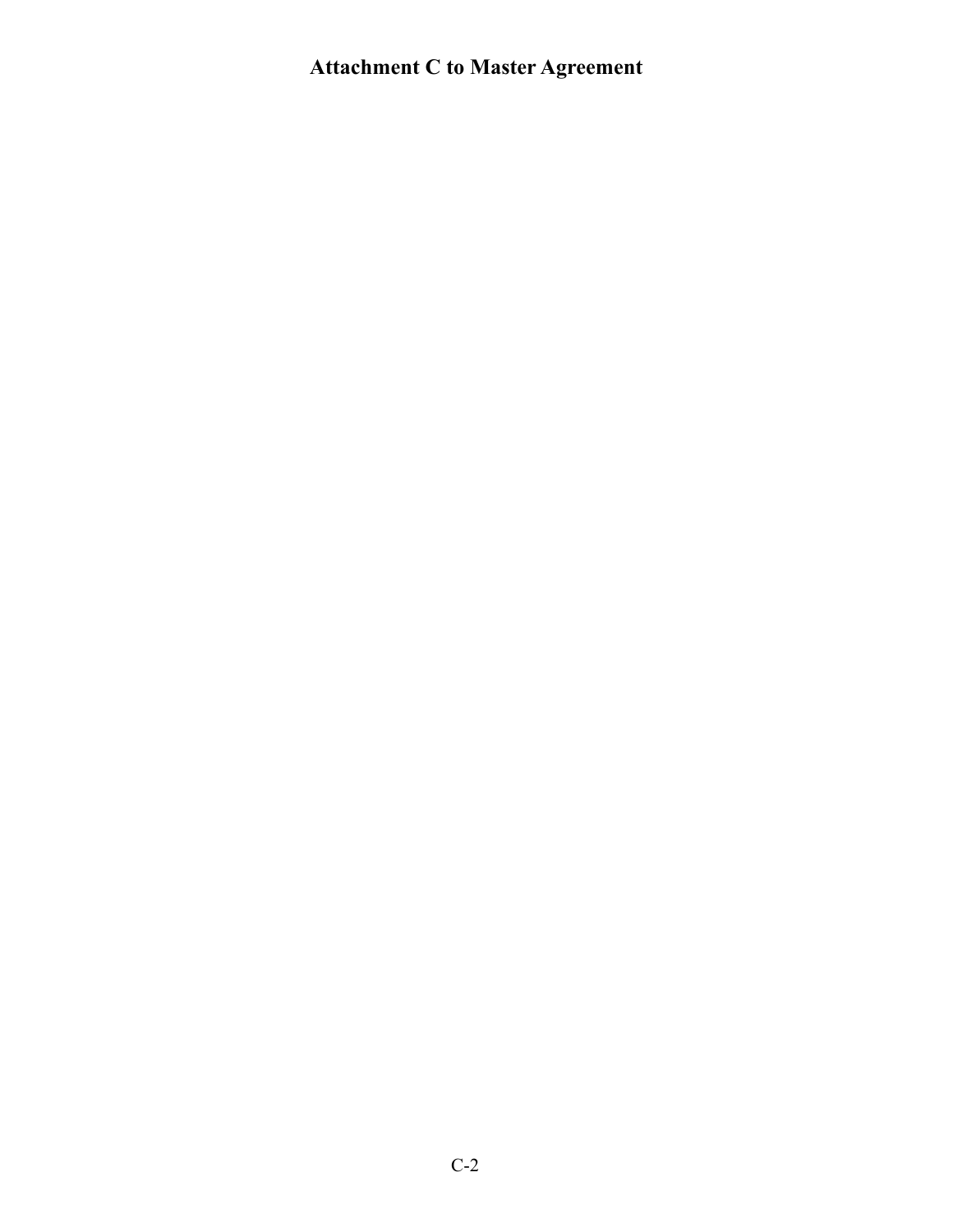# Attachment C to Master Agreement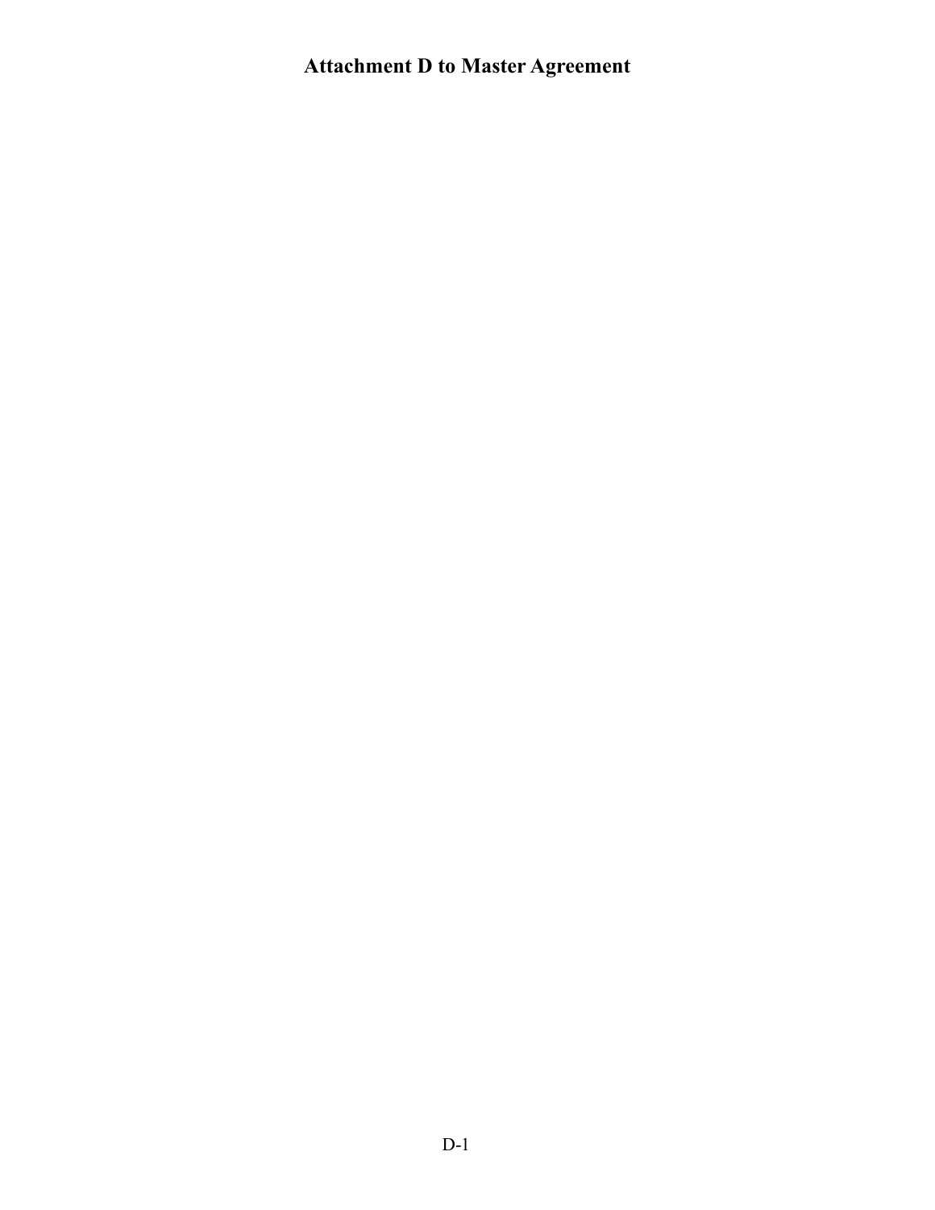# Attachment D to Master Agreement